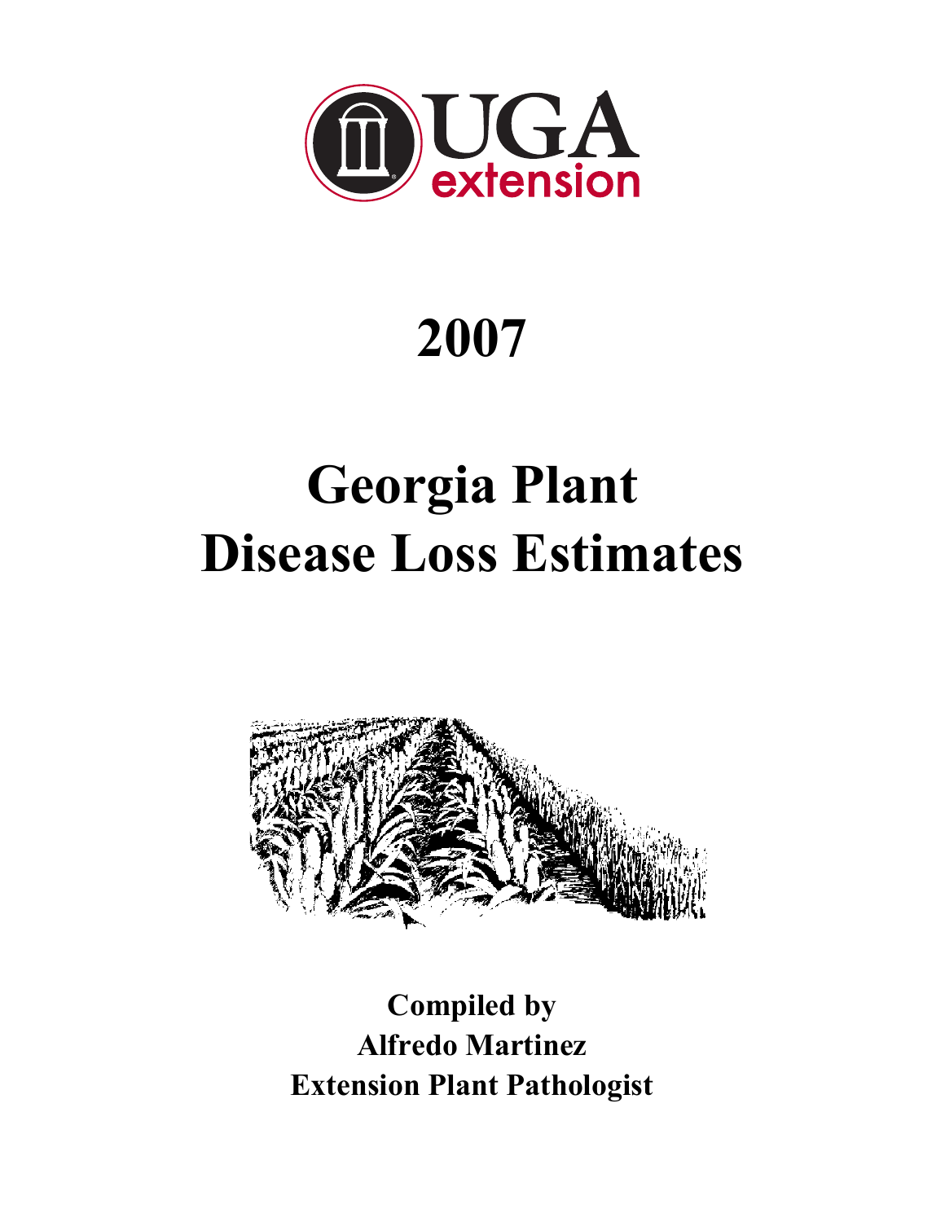UGA extension

# 2007

# Georgia Plant Disease Loss Estimates

**Compiled by**
**Alfredo Martinez**
**Extension Plant Pathologist**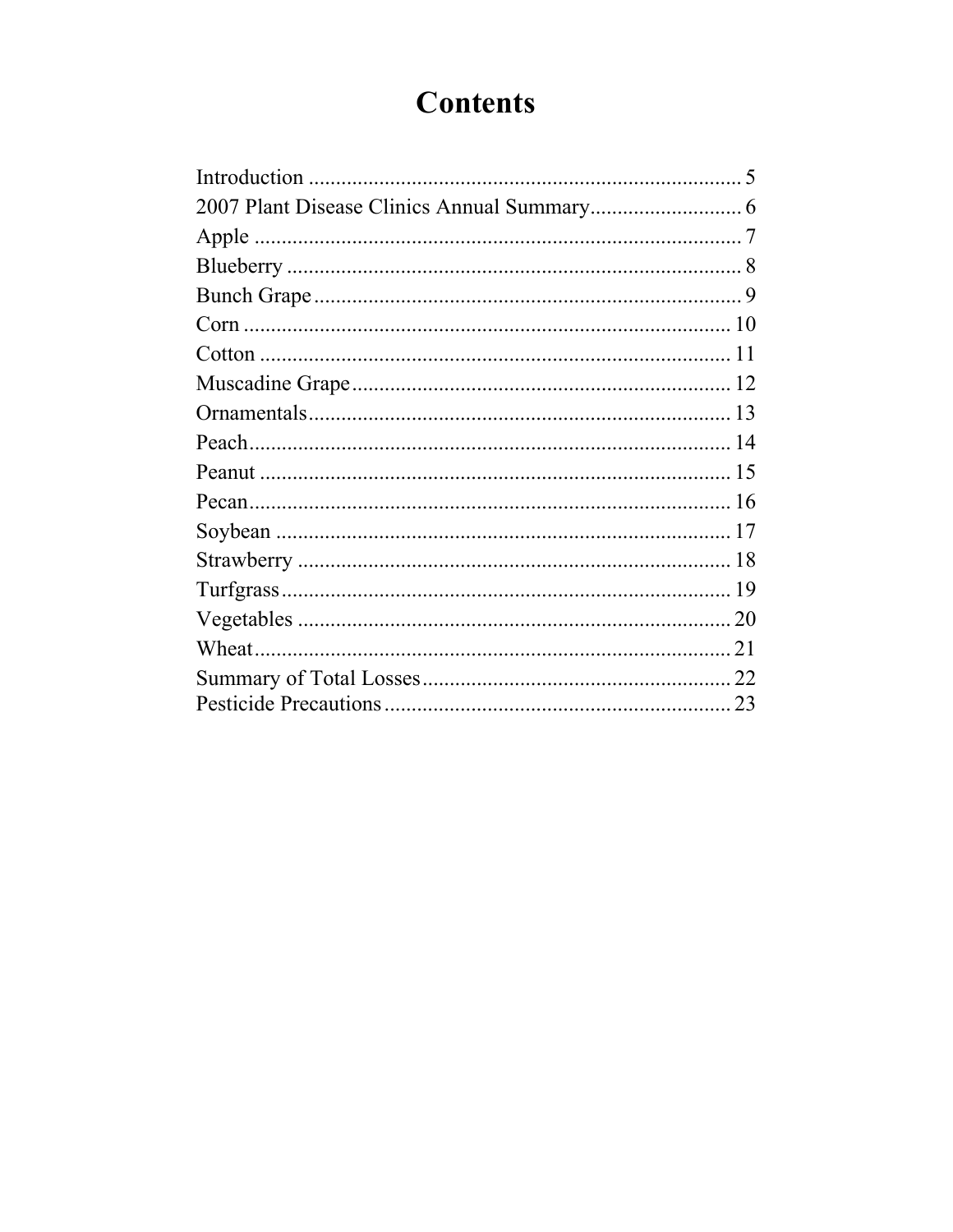# Contents

Introduction ............................................................................... 5
2007 Plant Disease Clinics Annual Summary............................ 6
Apple ......................................................................................... 7
Blueberry ................................................................................... 8
Bunch Grape .............................................................................. 9
Corn ......................................................................................... 10
Cotton ...................................................................................... 11
Muscadine Grape ...................................................................... 12
Ornamentals ............................................................................. 13
Peach ........................................................................................ 14
Peanut ...................................................................................... 15
Pecan ........................................................................................ 16
Soybean ................................................................................... 17
Strawberry ............................................................................... 18
Turfgrass .................................................................................. 19
Vegetables ............................................................................... 20
Wheat ....................................................................................... 21
Summary of Total Losses ......................................................... 22
Pesticide Precautions ................................................................ 23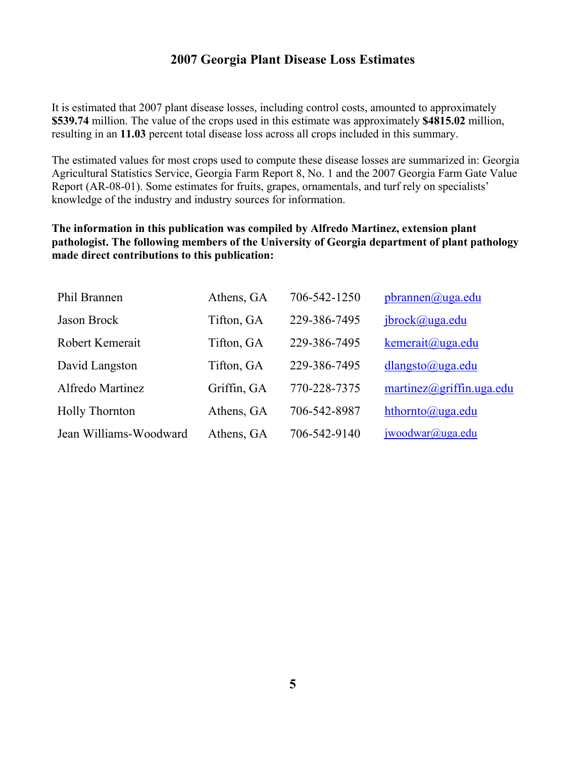# 2007 Georgia Plant Disease Loss Estimates

It is estimated that 2007 plant disease losses, including control costs, amounted to approximately **$539.74** million. The value of the crops used in this estimate was approximately **$4815.02** million, resulting in an **11.03** percent total disease loss across all crops included in this summary.

The estimated values for most crops used to compute these disease losses are summarized in: Georgia Agricultural Statistics Service, Georgia Farm Report 8, No. 1 and the 2007 Georgia Farm Gate Value Report (AR-08-01). Some estimates for fruits, grapes, ornamentals, and turf rely on specialists' knowledge of the industry and industry sources for information.

**The information in this publication was compiled by Alfredo Martinez, extension plant pathologist. The following members of the University of Georgia department of plant pathology made direct contributions to this publication:**

| | | | |
|---|---|---|---|
| Phil Brannen | Athens, GA | 706-542-1250 | pbrannen@uga.edu |
| Jason Brock | Tifton, GA | 229-386-7495 | jbrock@uga.edu |
| Robert Kemerait | Tifton, GA | 229-386-7495 | kemerait@uga.edu |
| David Langston | Tifton, GA | 229-386-7495 | dlangsto@uga.edu |
| Alfredo Martinez | Griffin, GA | 770-228-7375 | martinez@griffin.uga.edu |
| Holly Thornton | Athens, GA | 706-542-8987 | hthornto@uga.edu |
| Jean Williams-Woodward | Athens, GA | 706-542-9140 | jwoodwar@uga.edu |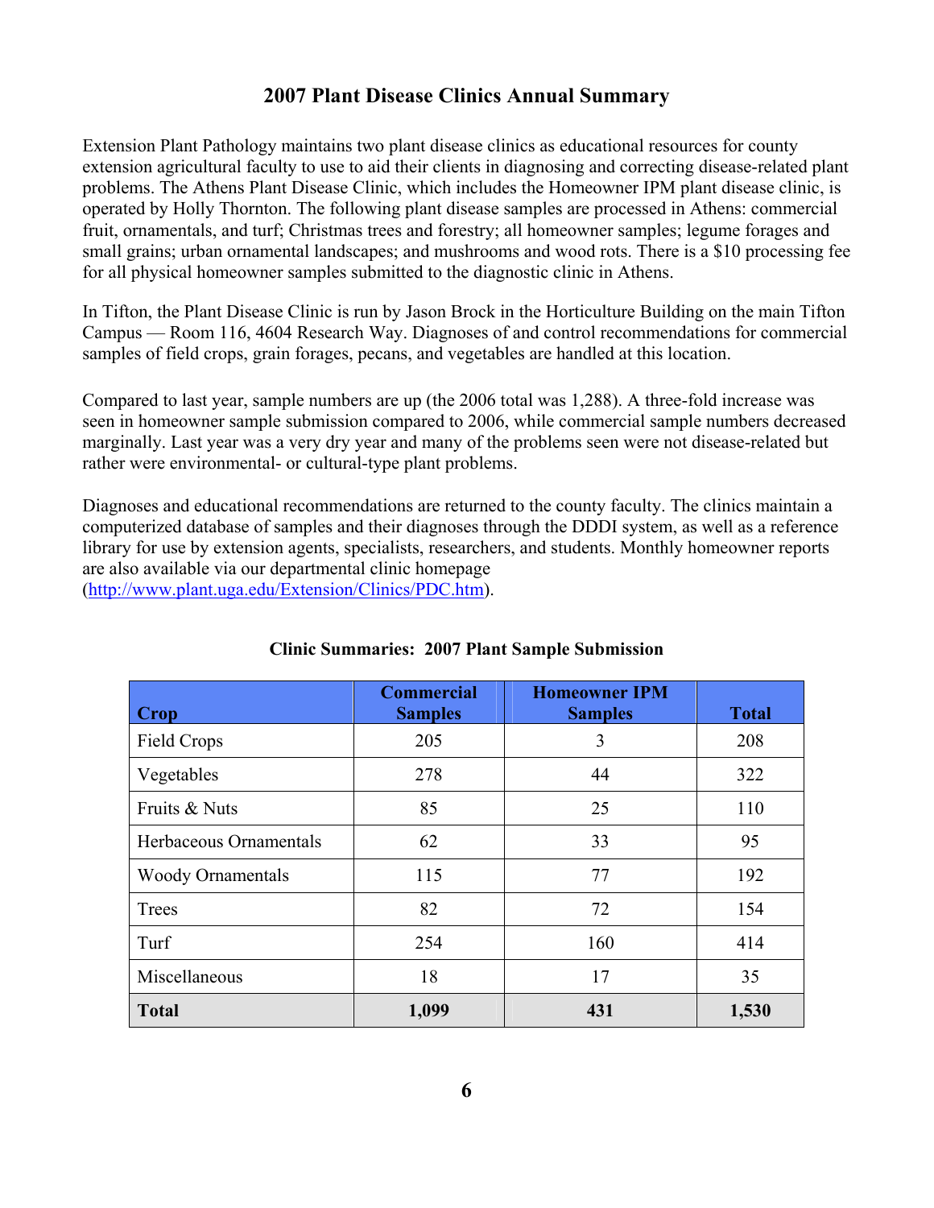# 2007 Plant Disease Clinics Annual Summary

Extension Plant Pathology maintains two plant disease clinics as educational resources for county extension agricultural faculty to use to aid their clients in diagnosing and correcting disease-related plant problems. The Athens Plant Disease Clinic, which includes the Homeowner IPM plant disease clinic, is operated by Holly Thornton. The following plant disease samples are processed in Athens: commercial fruit, ornamentals, and turf; Christmas trees and forestry; all homeowner samples; legume forages and small grains; urban ornamental landscapes; and mushrooms and wood rots. There is a $10 processing fee for all physical homeowner samples submitted to the diagnostic clinic in Athens.

In Tifton, the Plant Disease Clinic is run by Jason Brock in the Horticulture Building on the main Tifton Campus — Room 116, 4604 Research Way. Diagnoses of and control recommendations for commercial samples of field crops, grain forages, pecans, and vegetables are handled at this location.

Compared to last year, sample numbers are up (the 2006 total was 1,288). A three-fold increase was seen in homeowner sample submission compared to 2006, while commercial sample numbers decreased marginally. Last year was a very dry year and many of the problems seen were not disease-related but rather were environmental- or cultural-type plant problems.

Diagnoses and educational recommendations are returned to the county faculty. The clinics maintain a computerized database of samples and their diagnoses through the DDDI system, as well as a reference library for use by extension agents, specialists, researchers, and students. Monthly homeowner reports are also available via our departmental clinic homepage (http://www.plant.uga.edu/Extension/Clinics/PDC.htm).

**Clinic Summaries: 2007 Plant Sample Submission**

| Crop | Commercial Samples | Homeowner IPM Samples | Total |
|---|---|---|---|
| Field Crops | 205 | 3 | 208 |
| Vegetables | 278 | 44 | 322 |
| Fruits & Nuts | 85 | 25 | 110 |
| Herbaceous Ornamentals | 62 | 33 | 95 |
| Woody Ornamentals | 115 | 77 | 192 |
| Trees | 82 | 72 | 154 |
| Turf | 254 | 160 | 414 |
| Miscellaneous | 18 | 17 | 35 |
| **Total** | **1,099** | **431** | **1,530** |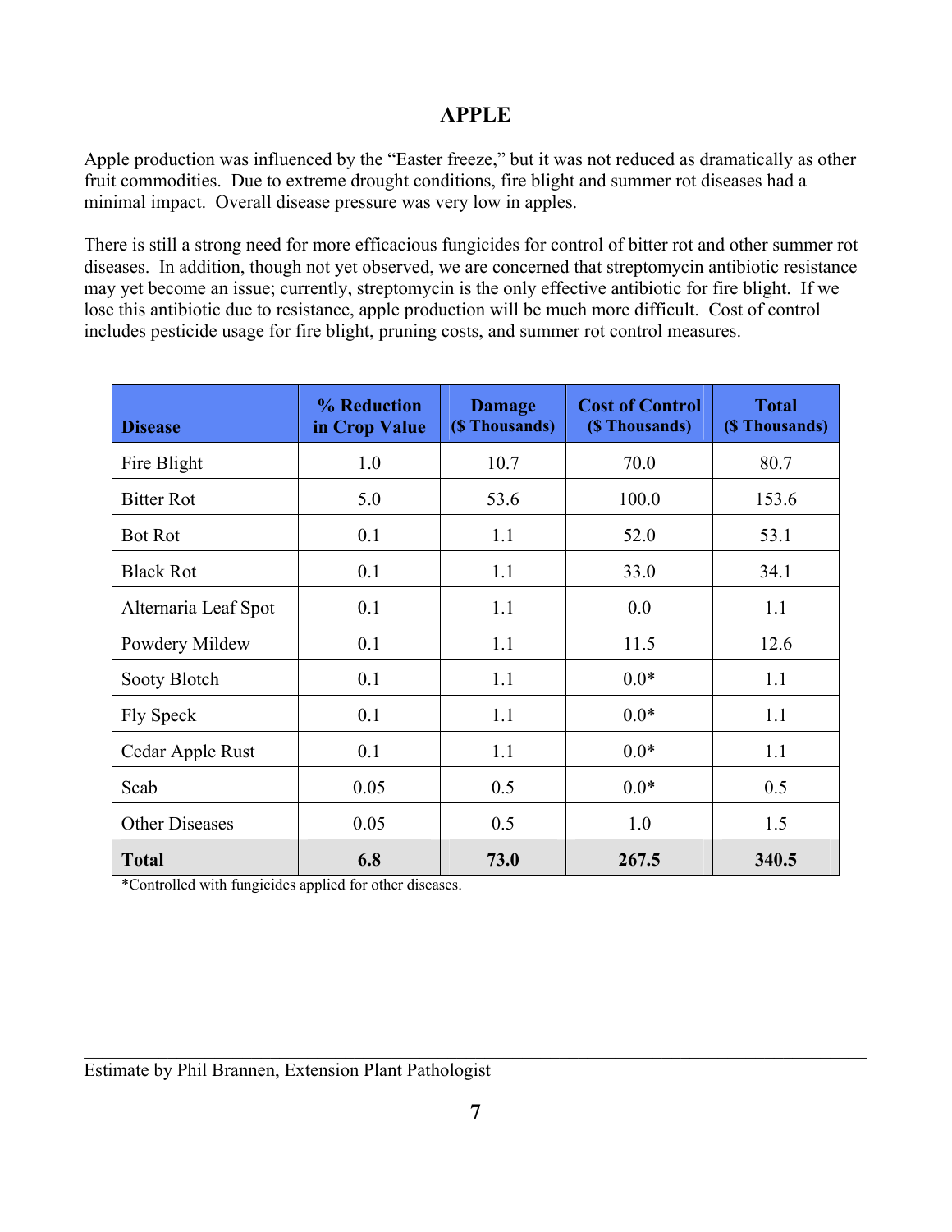# APPLE

Apple production was influenced by the "Easter freeze," but it was not reduced as dramatically as other fruit commodities. Due to extreme drought conditions, fire blight and summer rot diseases had a minimal impact. Overall disease pressure was very low in apples.

There is still a strong need for more efficacious fungicides for control of bitter rot and other summer rot diseases. In addition, though not yet observed, we are concerned that streptomycin antibiotic resistance may yet become an issue; currently, streptomycin is the only effective antibiotic for fire blight. If we lose this antibiotic due to resistance, apple production will be much more difficult. Cost of control includes pesticide usage for fire blight, pruning costs, and summer rot control measures.

| Disease | % Reduction in Crop Value | Damage ($ Thousands) | Cost of Control ($ Thousands) | Total ($ Thousands) |
|---|---|---|---|---|
| Fire Blight | 1.0 | 10.7 | 70.0 | 80.7 |
| Bitter Rot | 5.0 | 53.6 | 100.0 | 153.6 |
| Bot Rot | 0.1 | 1.1 | 52.0 | 53.1 |
| Black Rot | 0.1 | 1.1 | 33.0 | 34.1 |
| Alternaria Leaf Spot | 0.1 | 1.1 | 0.0 | 1.1 |
| Powdery Mildew | 0.1 | 1.1 | 11.5 | 12.6 |
| Sooty Blotch | 0.1 | 1.1 | 0.0* | 1.1 |
| Fly Speck | 0.1 | 1.1 | 0.0* | 1.1 |
| Cedar Apple Rust | 0.1 | 1.1 | 0.0* | 1.1 |
| Scab | 0.05 | 0.5 | 0.0* | 0.5 |
| Other Diseases | 0.05 | 0.5 | 1.0 | 1.5 |
| **Total** | **6.8** | **73.0** | **267.5** | **340.5** |

*Controlled with fungicides applied for other diseases.

Estimate by Phil Brannen, Extension Plant Pathologist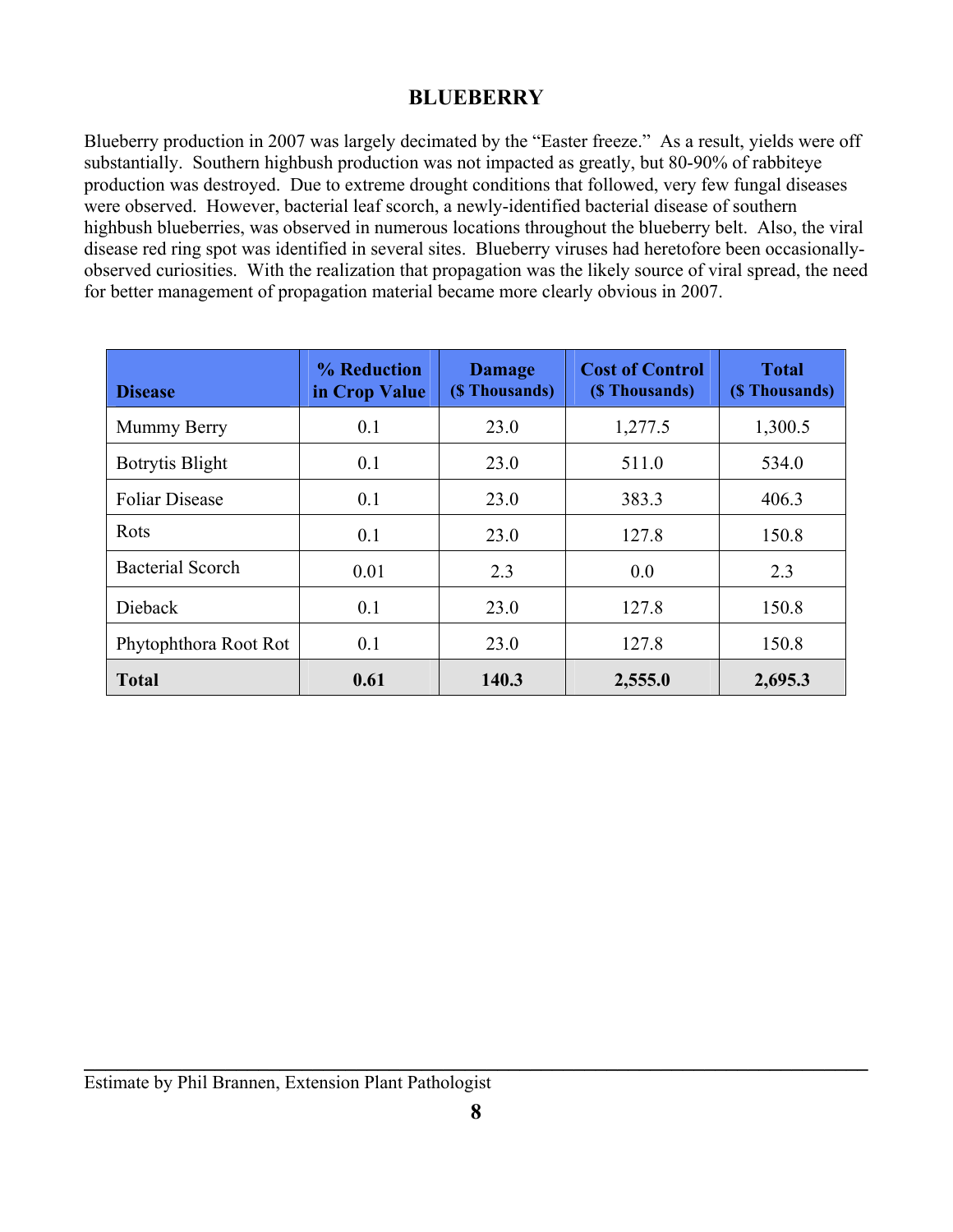## BLUEBERRY

Blueberry production in 2007 was largely decimated by the "Easter freeze." As a result, yields were off substantially. Southern highbush production was not impacted as greatly, but 80-90% of rabbiteye production was destroyed. Due to extreme drought conditions that followed, very few fungal diseases were observed. However, bacterial leaf scorch, a newly-identified bacterial disease of southern highbush blueberries, was observed in numerous locations throughout the blueberry belt. Also, the viral disease red ring spot was identified in several sites. Blueberry viruses had heretofore been occasionally-observed curiosities. With the realization that propagation was the likely source of viral spread, the need for better management of propagation material became more clearly obvious in 2007.

| Disease | % Reduction in Crop Value | Damage ($ Thousands) | Cost of Control ($ Thousands) | Total ($ Thousands) |
|---|---|---|---|---|
| Mummy Berry | 0.1 | 23.0 | 1,277.5 | 1,300.5 |
| Botrytis Blight | 0.1 | 23.0 | 511.0 | 534.0 |
| Foliar Disease | 0.1 | 23.0 | 383.3 | 406.3 |
| Rots | 0.1 | 23.0 | 127.8 | 150.8 |
| Bacterial Scorch | 0.01 | 2.3 | 0.0 | 2.3 |
| Dieback | 0.1 | 23.0 | 127.8 | 150.8 |
| Phytophthora Root Rot | 0.1 | 23.0 | 127.8 | 150.8 |
| **Total** | **0.61** | **140.3** | **2,555.0** | **2,695.3** |

Estimate by Phil Brannen, Extension Plant Pathologist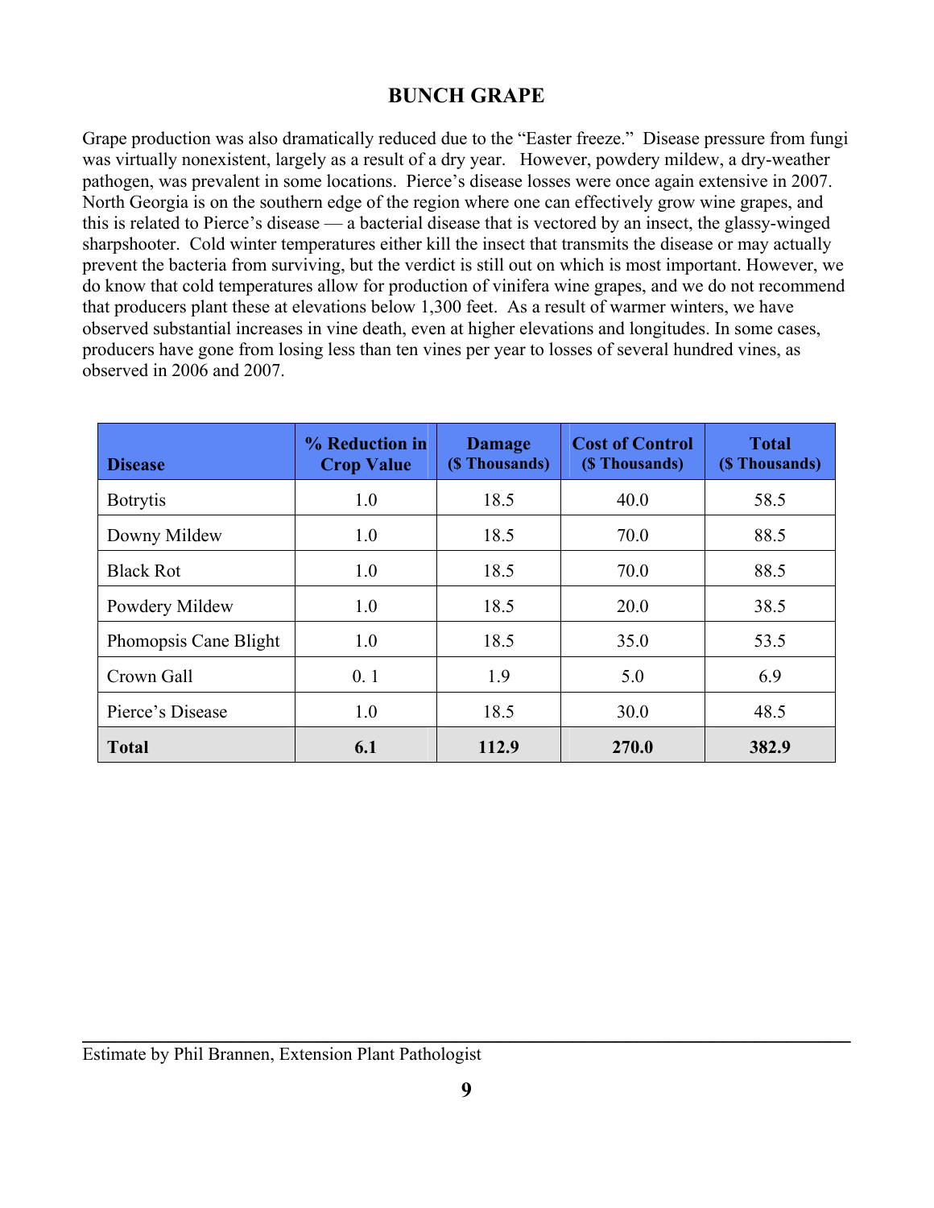## BUNCH GRAPE

Grape production was also dramatically reduced due to the "Easter freeze." Disease pressure from fungi was virtually nonexistent, largely as a result of a dry year. However, powdery mildew, a dry-weather pathogen, was prevalent in some locations. Pierce's disease losses were once again extensive in 2007. North Georgia is on the southern edge of the region where one can effectively grow wine grapes, and this is related to Pierce's disease — a bacterial disease that is vectored by an insect, the glassy-winged sharpshooter. Cold winter temperatures either kill the insect that transmits the disease or may actually prevent the bacteria from surviving, but the verdict is still out on which is most important. However, we do know that cold temperatures allow for production of vinifera wine grapes, and we do not recommend that producers plant these at elevations below 1,300 feet. As a result of warmer winters, we have observed substantial increases in vine death, even at higher elevations and longitudes. In some cases, producers have gone from losing less than ten vines per year to losses of several hundred vines, as observed in 2006 and 2007.

| Disease | % Reduction in Crop Value | Damage ($ Thousands) | Cost of Control ($ Thousands) | Total ($ Thousands) |
|---|---|---|---|---|
| Botrytis | 1.0 | 18.5 | 40.0 | 58.5 |
| Downy Mildew | 1.0 | 18.5 | 70.0 | 88.5 |
| Black Rot | 1.0 | 18.5 | 70.0 | 88.5 |
| Powdery Mildew | 1.0 | 18.5 | 20.0 | 38.5 |
| Phomopsis Cane Blight | 1.0 | 18.5 | 35.0 | 53.5 |
| Crown Gall | 0. 1 | 1.9 | 5.0 | 6.9 |
| Pierce's Disease | 1.0 | 18.5 | 30.0 | 48.5 |
| **Total** | **6.1** | **112.9** | **270.0** | **382.9** |

Estimate by Phil Brannen, Extension Plant Pathologist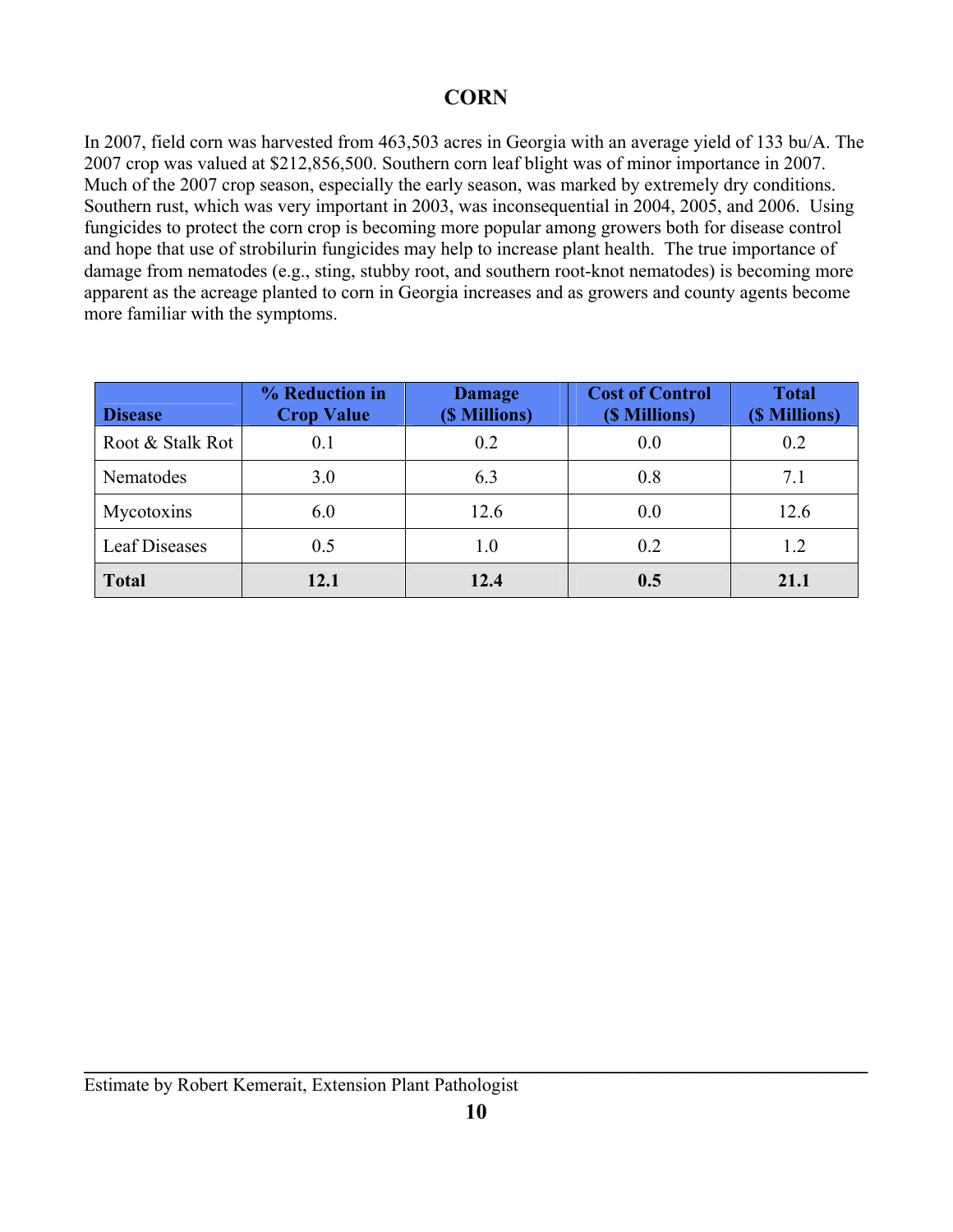# CORN

In 2007, field corn was harvested from 463,503 acres in Georgia with an average yield of 133 bu/A. The 2007 crop was valued at $212,856,500. Southern corn leaf blight was of minor importance in 2007. Much of the 2007 crop season, especially the early season, was marked by extremely dry conditions. Southern rust, which was very important in 2003, was inconsequential in 2004, 2005, and 2006. Using fungicides to protect the corn crop is becoming more popular among growers both for disease control and hope that use of strobilurin fungicides may help to increase plant health. The true importance of damage from nematodes (e.g., sting, stubby root, and southern root-knot nematodes) is becoming more apparent as the acreage planted to corn in Georgia increases and as growers and county agents become more familiar with the symptoms.

| Disease | % Reduction in Crop Value | Damage ($ Millions) | Cost of Control ($ Millions) | Total ($ Millions) |
|---|---|---|---|---|
| Root & Stalk Rot | 0.1 | 0.2 | 0.0 | 0.2 |
| Nematodes | 3.0 | 6.3 | 0.8 | 7.1 |
| Mycotoxins | 6.0 | 12.6 | 0.0 | 12.6 |
| Leaf Diseases | 0.5 | 1.0 | 0.2 | 1.2 |
| **Total** | **12.1** | **12.4** | **0.5** | **21.1** |

Estimate by Robert Kemerait, Extension Plant Pathologist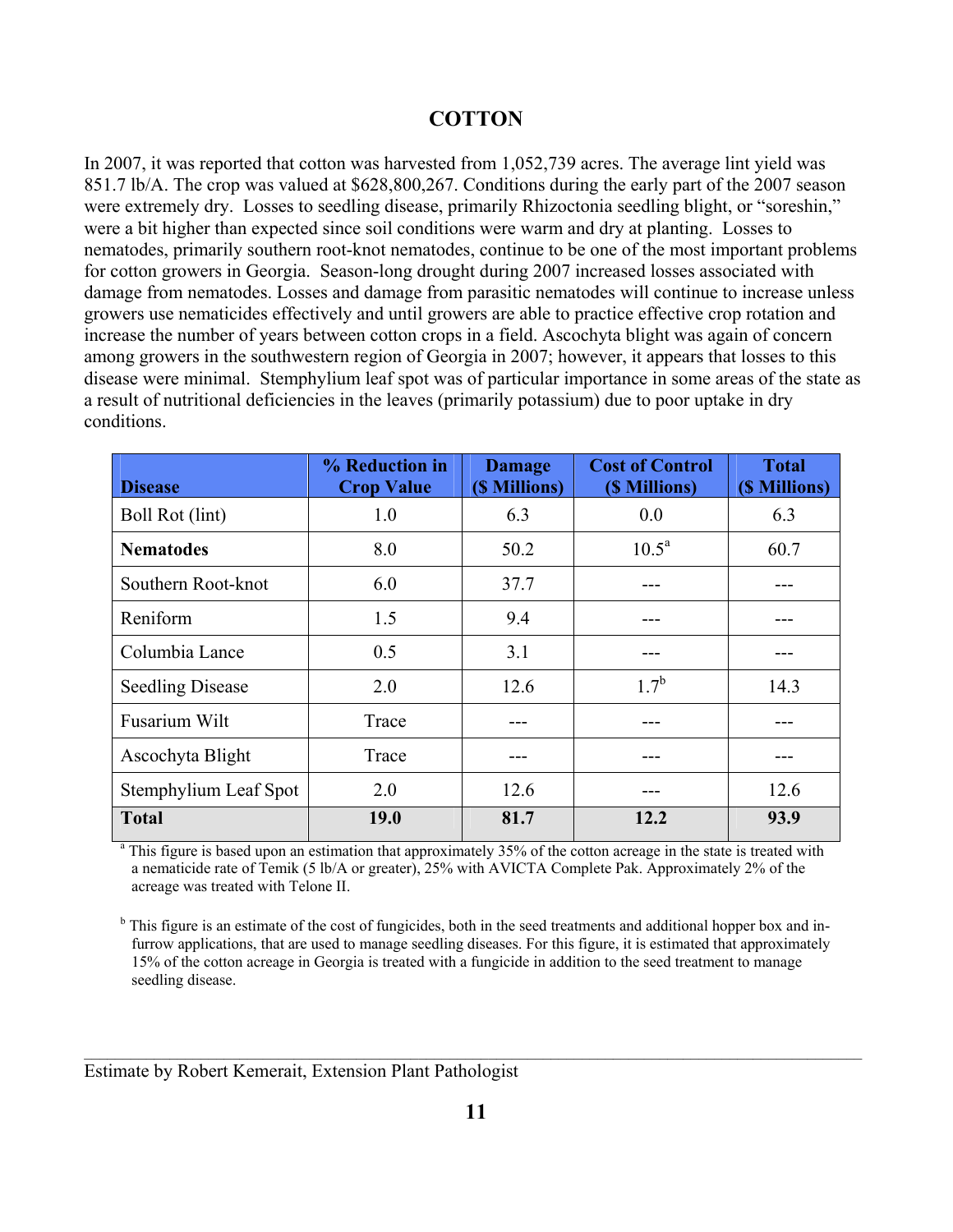## COTTON

In 2007, it was reported that cotton was harvested from 1,052,739 acres. The average lint yield was 851.7 lb/A. The crop was valued at $628,800,267. Conditions during the early part of the 2007 season were extremely dry. Losses to seedling disease, primarily Rhizoctonia seedling blight, or "soreshin," were a bit higher than expected since soil conditions were warm and dry at planting. Losses to nematodes, primarily southern root-knot nematodes, continue to be one of the most important problems for cotton growers in Georgia. Season-long drought during 2007 increased losses associated with damage from nematodes. Losses and damage from parasitic nematodes will continue to increase unless growers use nematicides effectively and until growers are able to practice effective crop rotation and increase the number of years between cotton crops in a field. Ascochyta blight was again of concern among growers in the southwestern region of Georgia in 2007; however, it appears that losses to this disease were minimal. Stemphylium leaf spot was of particular importance in some areas of the state as a result of nutritional deficiencies in the leaves (primarily potassium) due to poor uptake in dry conditions.

| Disease | % Reduction in Crop Value | Damage ($ Millions) | Cost of Control ($ Millions) | Total ($ Millions) |
|---|---|---|---|---|
| Boll Rot (lint) | 1.0 | 6.3 | 0.0 | 6.3 |
| **Nematodes** | 8.0 | 50.2 | 10.5[a] | 60.7 |
| Southern Root-knot | 6.0 | 37.7 | --- | --- |
| Reniform | 1.5 | 9.4 | --- | --- |
| Columbia Lance | 0.5 | 3.1 | --- | --- |
| Seedling Disease | 2.0 | 12.6 | 1.7[b] | 14.3 |
| Fusarium Wilt | Trace | --- | --- | --- |
| Ascochyta Blight | Trace | --- | --- | --- |
| Stemphylium Leaf Spot | 2.0 | 12.6 | --- | 12.6 |
| **Total** | **19.0** | **81.7** | **12.2** | **93.9** |

[a] This figure is based upon an estimation that approximately 35% of the cotton acreage in the state is treated with a nematicide rate of Temik (5 lb/A or greater), 25% with AVICTA Complete Pak. Approximately 2% of the acreage was treated with Telone II.

[b] This figure is an estimate of the cost of fungicides, both in the seed treatments and additional hopper box and in-furrow applications, that are used to manage seedling diseases. For this figure, it is estimated that approximately 15% of the cotton acreage in Georgia is treated with a fungicide in addition to the seed treatment to manage seedling disease.

---

Estimate by Robert Kemerait, Extension Plant Pathologist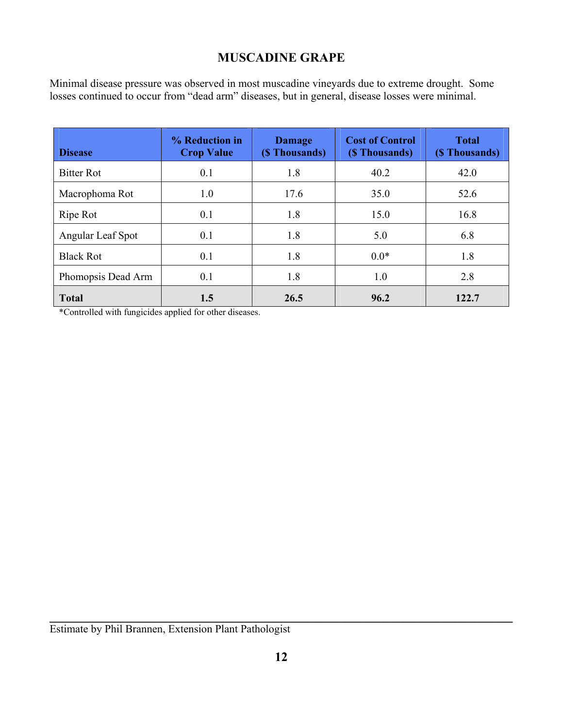# MUSCADINE GRAPE

Minimal disease pressure was observed in most muscadine vineyards due to extreme drought. Some losses continued to occur from "dead arm" diseases, but in general, disease losses were minimal.

| Disease | % Reduction in Crop Value | Damage ($ Thousands) | Cost of Control ($ Thousands) | Total ($ Thousands) |
|---|---|---|---|---|
| Bitter Rot | 0.1 | 1.8 | 40.2 | 42.0 |
| Macrophoma Rot | 1.0 | 17.6 | 35.0 | 52.6 |
| Ripe Rot | 0.1 | 1.8 | 15.0 | 16.8 |
| Angular Leaf Spot | 0.1 | 1.8 | 5.0 | 6.8 |
| Black Rot | 0.1 | 1.8 | 0.0* | 1.8 |
| Phomopsis Dead Arm | 0.1 | 1.8 | 1.0 | 2.8 |
| **Total** | **1.5** | **26.5** | **96.2** | **122.7** |

*Controlled with fungicides applied for other diseases.

Estimate by Phil Brannen, Extension Plant Pathologist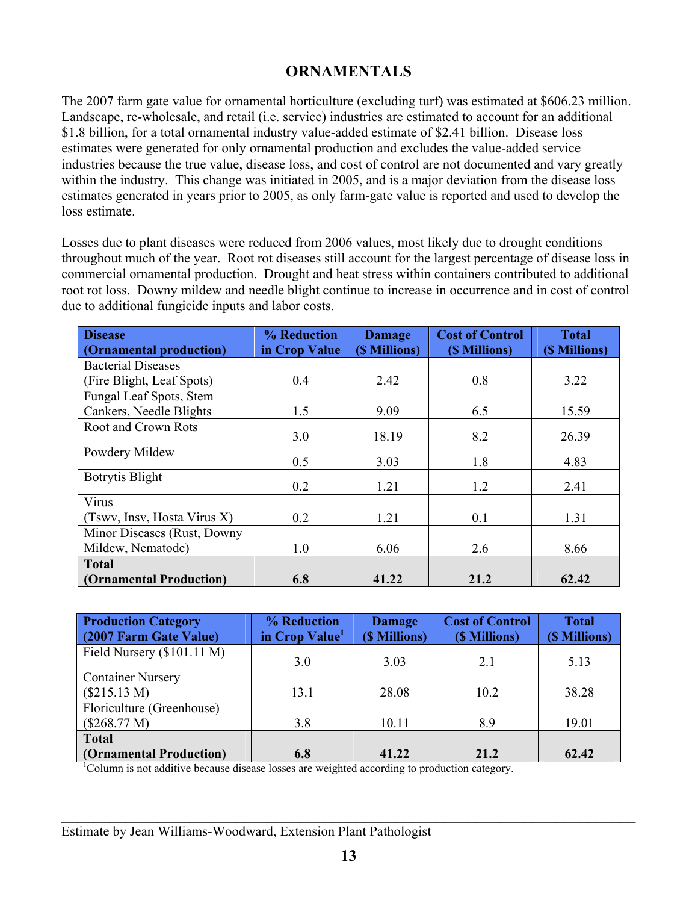# ORNAMENTALS

The 2007 farm gate value for ornamental horticulture (excluding turf) was estimated at $606.23 million. Landscape, re-wholesale, and retail (i.e. service) industries are estimated to account for an additional $1.8 billion, for a total ornamental industry value-added estimate of $2.41 billion. Disease loss estimates were generated for only ornamental production and excludes the value-added service industries because the true value, disease loss, and cost of control are not documented and vary greatly within the industry. This change was initiated in 2005, and is a major deviation from the disease loss estimates generated in years prior to 2005, as only farm-gate value is reported and used to develop the loss estimate.

Losses due to plant diseases were reduced from 2006 values, most likely due to drought conditions throughout much of the year. Root rot diseases still account for the largest percentage of disease loss in commercial ornamental production. Drought and heat stress within containers contributed to additional root rot loss. Downy mildew and needle blight continue to increase in occurrence and in cost of control due to additional fungicide inputs and labor costs.

| Disease (Ornamental production) | % Reduction in Crop Value | Damage ($ Millions) | Cost of Control ($ Millions) | Total ($ Millions) |
|---|---|---|---|---|
| Bacterial Diseases (Fire Blight, Leaf Spots) | 0.4 | 2.42 | 0.8 | 3.22 |
| Fungal Leaf Spots, Stem Cankers, Needle Blights | 1.5 | 9.09 | 6.5 | 15.59 |
| Root and Crown Rots | 3.0 | 18.19 | 8.2 | 26.39 |
| Powdery Mildew | 0.5 | 3.03 | 1.8 | 4.83 |
| Botrytis Blight | 0.2 | 1.21 | 1.2 | 2.41 |
| Virus (Tswv, Insv, Hosta Virus X) | 0.2 | 1.21 | 0.1 | 1.31 |
| Minor Diseases (Rust, Downy Mildew, Nematode) | 1.0 | 6.06 | 2.6 | 8.66 |
| **Total (Ornamental Production)** | **6.8** | **41.22** | **21.2** | **62.42** |

| Production Category (2007 Farm Gate Value) | % Reduction in Crop Value[1] | Damage ($ Millions) | Cost of Control ($ Millions) | Total ($ Millions) |
|---|---|---|---|---|
| Field Nursery ($101.11 M) | 3.0 | 3.03 | 2.1 | 5.13 |
| Container Nursery ($215.13 M) | 13.1 | 28.08 | 10.2 | 38.28 |
| Floriculture (Greenhouse) ($268.77 M) | 3.8 | 10.11 | 8.9 | 19.01 |
| **Total (Ornamental Production)** | **6.8** | **41.22** | **21.2** | **62.42** |

[1]Column is not additive because disease losses are weighted according to production category.

Estimate by Jean Williams-Woodward, Extension Plant Pathologist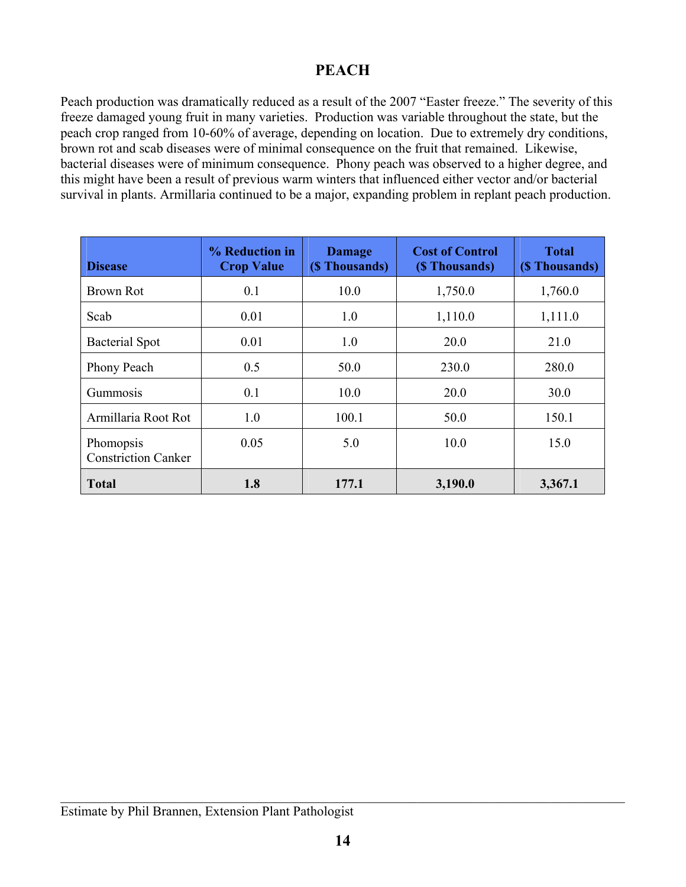# PEACH

Peach production was dramatically reduced as a result of the 2007 "Easter freeze." The severity of this freeze damaged young fruit in many varieties. Production was variable throughout the state, but the peach crop ranged from 10-60% of average, depending on location. Due to extremely dry conditions, brown rot and scab diseases were of minimal consequence on the fruit that remained. Likewise, bacterial diseases were of minimum consequence. Phony peach was observed to a higher degree, and this might have been a result of previous warm winters that influenced either vector and/or bacterial survival in plants. Armillaria continued to be a major, expanding problem in replant peach production.

| Disease | % Reduction in Crop Value | Damage ($ Thousands) | Cost of Control ($ Thousands) | Total ($ Thousands) |
|---|---|---|---|---|
| Brown Rot | 0.1 | 10.0 | 1,750.0 | 1,760.0 |
| Scab | 0.01 | 1.0 | 1,110.0 | 1,111.0 |
| Bacterial Spot | 0.01 | 1.0 | 20.0 | 21.0 |
| Phony Peach | 0.5 | 50.0 | 230.0 | 280.0 |
| Gummosis | 0.1 | 10.0 | 20.0 | 30.0 |
| Armillaria Root Rot | 1.0 | 100.1 | 50.0 | 150.1 |
| Phomopsis Constriction Canker | 0.05 | 5.0 | 10.0 | 15.0 |
| **Total** | **1.8** | **177.1** | **3,190.0** | **3,367.1** |

Estimate by Phil Brannen, Extension Plant Pathologist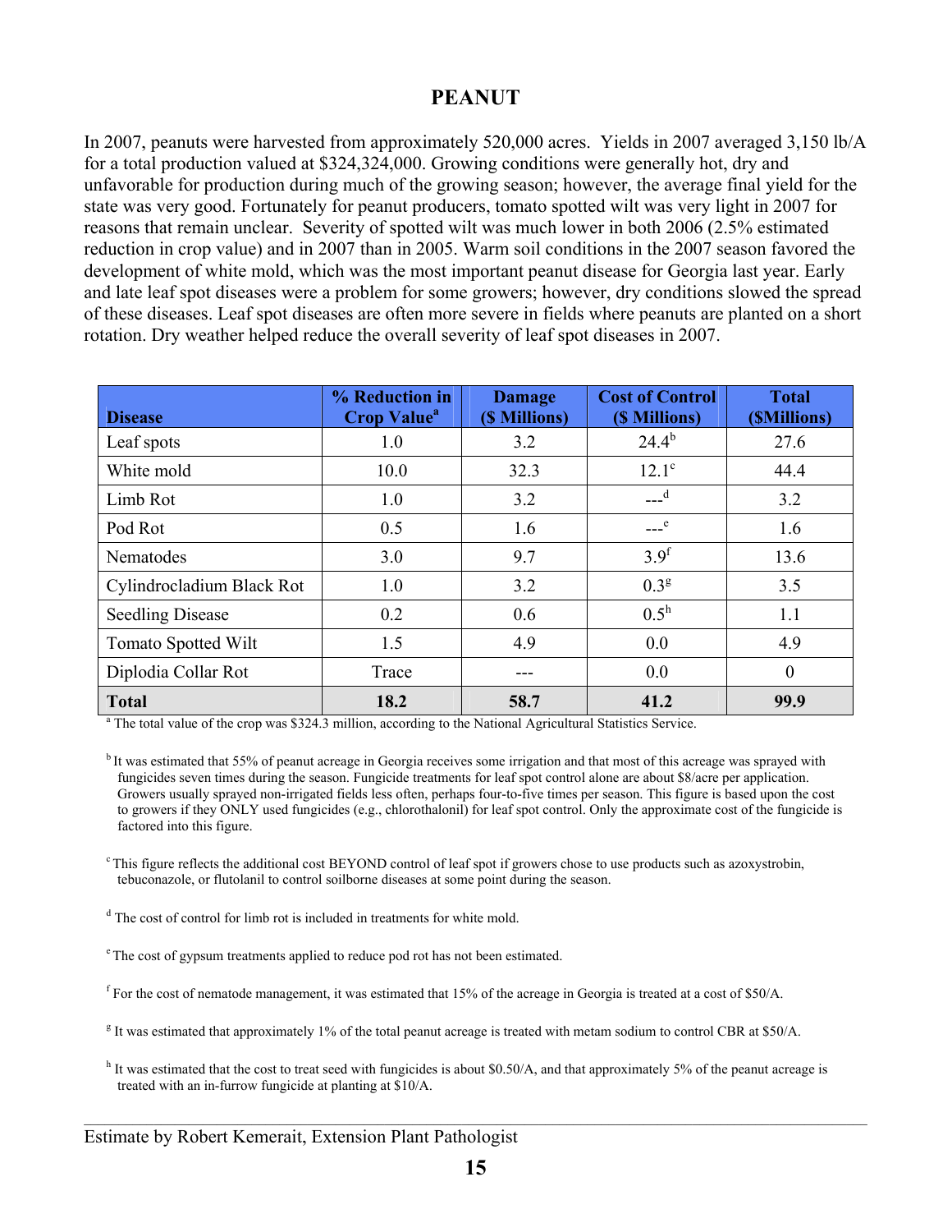# PEANUT

In 2007, peanuts were harvested from approximately 520,000 acres. Yields in 2007 averaged 3,150 lb/A for a total production valued at $324,324,000. Growing conditions were generally hot, dry and unfavorable for production during much of the growing season; however, the average final yield for the state was very good. Fortunately for peanut producers, tomato spotted wilt was very light in 2007 for reasons that remain unclear. Severity of spotted wilt was much lower in both 2006 (2.5% estimated reduction in crop value) and in 2007 than in 2005. Warm soil conditions in the 2007 season favored the development of white mold, which was the most important peanut disease for Georgia last year. Early and late leaf spot diseases were a problem for some growers; however, dry conditions slowed the spread of these diseases. Leaf spot diseases are often more severe in fields where peanuts are planted on a short rotation. Dry weather helped reduce the overall severity of leaf spot diseases in 2007.

| Disease | % Reduction in Crop Value[a] | Damage ($ Millions) | Cost of Control ($ Millions) | Total ($Millions) |
|---|---|---|---|---|
| Leaf spots | 1.0 | 3.2 | 24.4[b] | 27.6 |
| White mold | 10.0 | 32.3 | 12.1[c] | 44.4 |
| Limb Rot | 1.0 | 3.2 | ---[d] | 3.2 |
| Pod Rot | 0.5 | 1.6 | ---[e] | 1.6 |
| Nematodes | 3.0 | 9.7 | 3.9[f] | 13.6 |
| Cylindrocladium Black Rot | 1.0 | 3.2 | 0.3[g] | 3.5 |
| Seedling Disease | 0.2 | 0.6 | 0.5[h] | 1.1 |
| Tomato Spotted Wilt | 1.5 | 4.9 | 0.0 | 4.9 |
| Diplodia Collar Rot | Trace | --- | 0.0 | 0 |
| **Total** | **18.2** | **58.7** | **41.2** | **99.9** |

[a] The total value of the crop was $324.3 million, according to the National Agricultural Statistics Service.

[b] It was estimated that 55% of peanut acreage in Georgia receives some irrigation and that most of this acreage was sprayed with fungicides seven times during the season. Fungicide treatments for leaf spot control alone are about $8/acre per application. Growers usually sprayed non-irrigated fields less often, perhaps four-to-five times per season. This figure is based upon the cost to growers if they ONLY used fungicides (e.g., chlorothalonil) for leaf spot control. Only the approximate cost of the fungicide is factored into this figure.

[c] This figure reflects the additional cost BEYOND control of leaf spot if growers chose to use products such as azoxystrobin, tebuconazole, or flutolanil to control soilborne diseases at some point during the season.

[d] The cost of control for limb rot is included in treatments for white mold.

[e] The cost of gypsum treatments applied to reduce pod rot has not been estimated.

[f] For the cost of nematode management, it was estimated that 15% of the acreage in Georgia is treated at a cost of $50/A.

[g] It was estimated that approximately 1% of the total peanut acreage is treated with metam sodium to control CBR at $50/A.

[h] It was estimated that the cost to treat seed with fungicides is about $0.50/A, and that approximately 5% of the peanut acreage is treated with an in-furrow fungicide at planting at $10/A.

Estimate by Robert Kemerait, Extension Plant Pathologist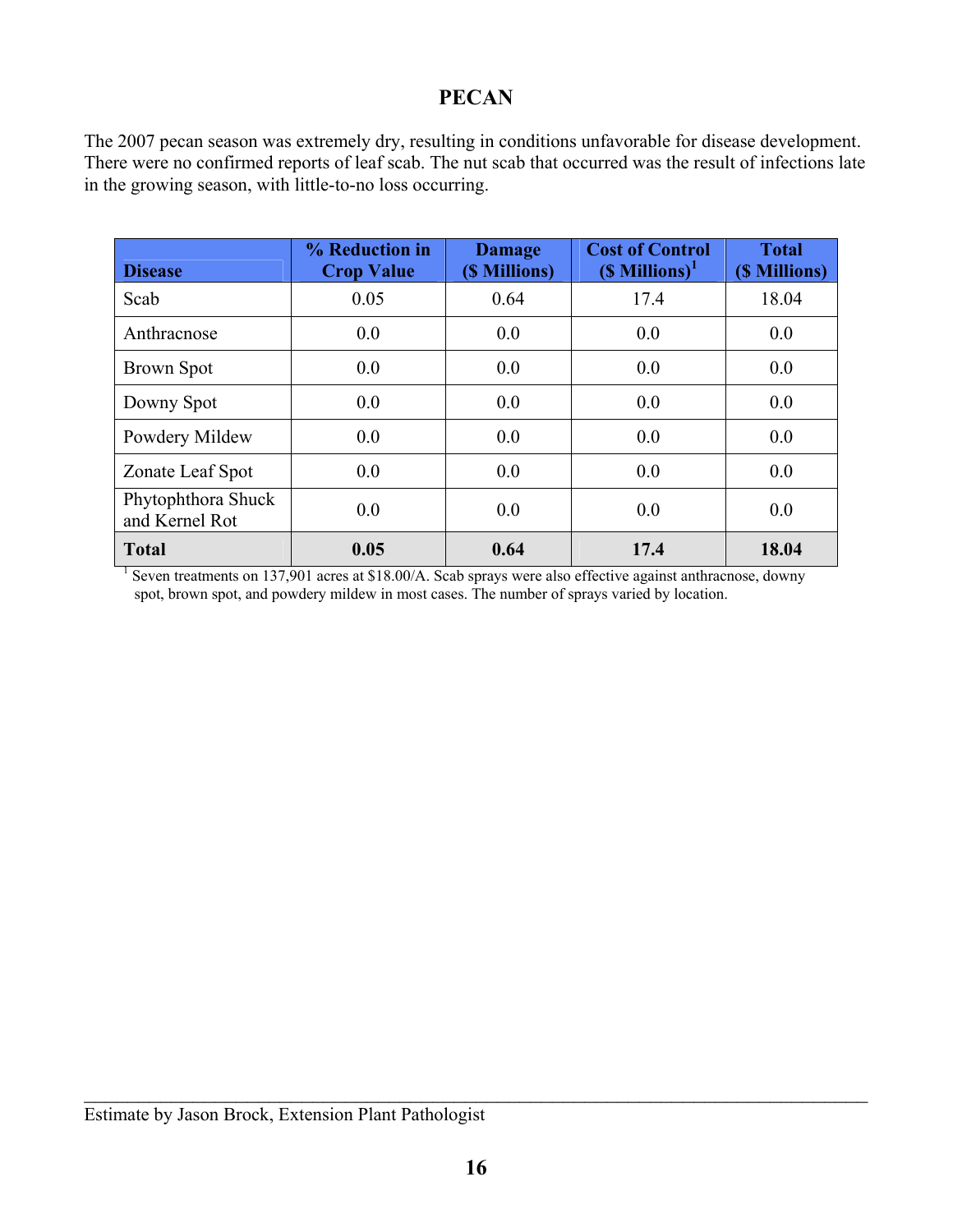# PECAN

The 2007 pecan season was extremely dry, resulting in conditions unfavorable for disease development. There were no confirmed reports of leaf scab. The nut scab that occurred was the result of infections late in the growing season, with little-to-no loss occurring.

| Disease | % Reduction in Crop Value | Damage ($ Millions) | Cost of Control ($ Millions)[1] | Total ($ Millions) |
|---|---|---|---|---|
| Scab | 0.05 | 0.64 | 17.4 | 18.04 |
| Anthracnose | 0.0 | 0.0 | 0.0 | 0.0 |
| Brown Spot | 0.0 | 0.0 | 0.0 | 0.0 |
| Downy Spot | 0.0 | 0.0 | 0.0 | 0.0 |
| Powdery Mildew | 0.0 | 0.0 | 0.0 | 0.0 |
| Zonate Leaf Spot | 0.0 | 0.0 | 0.0 | 0.0 |
| Phytophthora Shuck and Kernel Rot | 0.0 | 0.0 | 0.0 | 0.0 |
| **Total** | **0.05** | **0.64** | **17.4** | **18.04** |

[1] Seven treatments on 137,901 acres at $18.00/A. Scab sprays were also effective against anthracnose, downy spot, brown spot, and powdery mildew in most cases. The number of sprays varied by location.

---

Estimate by Jason Brock, Extension Plant Pathologist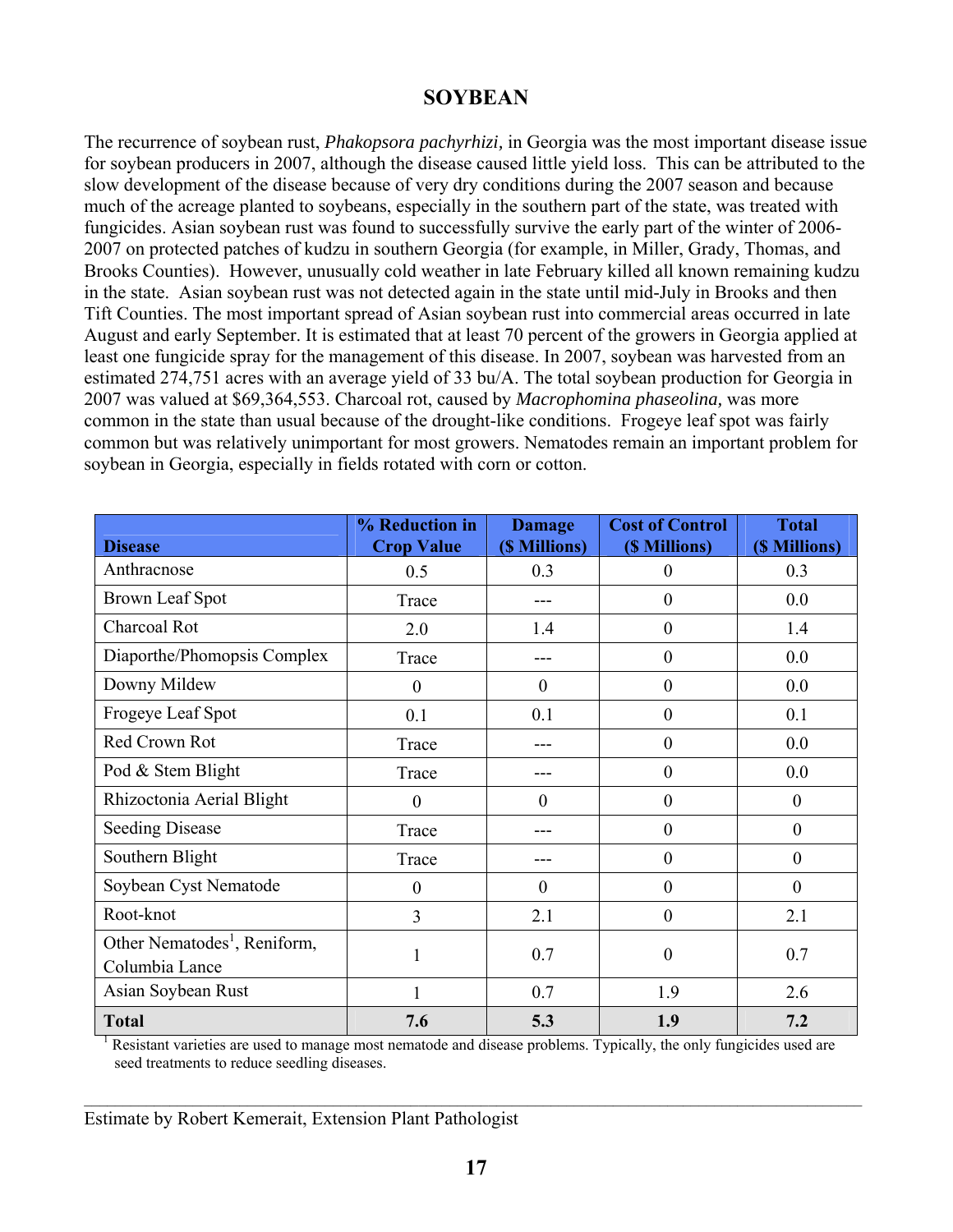# SOYBEAN

The recurrence of soybean rust, *Phakopsora pachyrhizi,* in Georgia was the most important disease issue for soybean producers in 2007, although the disease caused little yield loss. This can be attributed to the slow development of the disease because of very dry conditions during the 2007 season and because much of the acreage planted to soybeans, especially in the southern part of the state, was treated with fungicides. Asian soybean rust was found to successfully survive the early part of the winter of 2006-2007 on protected patches of kudzu in southern Georgia (for example, in Miller, Grady, Thomas, and Brooks Counties). However, unusually cold weather in late February killed all known remaining kudzu in the state. Asian soybean rust was not detected again in the state until mid-July in Brooks and then Tift Counties. The most important spread of Asian soybean rust into commercial areas occurred in late August and early September. It is estimated that at least 70 percent of the growers in Georgia applied at least one fungicide spray for the management of this disease. In 2007, soybean was harvested from an estimated 274,751 acres with an average yield of 33 bu/A. The total soybean production for Georgia in 2007 was valued at $69,364,553. Charcoal rot, caused by *Macrophomina phaseolina,* was more common in the state than usual because of the drought-like conditions. Frogeye leaf spot was fairly common but was relatively unimportant for most growers. Nematodes remain an important problem for soybean in Georgia, especially in fields rotated with corn or cotton.

| Disease | % Reduction in Crop Value | Damage ($ Millions) | Cost of Control ($ Millions) | Total ($ Millions) |
|---|---|---|---|---|
| Anthracnose | 0.5 | 0.3 | 0 | 0.3 |
| Brown Leaf Spot | Trace | --- | 0 | 0.0 |
| Charcoal Rot | 2.0 | 1.4 | 0 | 1.4 |
| Diaporthe/Phomopsis Complex | Trace | --- | 0 | 0.0 |
| Downy Mildew | 0 | 0 | 0 | 0.0 |
| Frogeye Leaf Spot | 0.1 | 0.1 | 0 | 0.1 |
| Red Crown Rot | Trace | --- | 0 | 0.0 |
| Pod & Stem Blight | Trace | --- | 0 | 0.0 |
| Rhizoctonia Aerial Blight | 0 | 0 | 0 | 0 |
| Seeding Disease | Trace | --- | 0 | 0 |
| Southern Blight | Trace | --- | 0 | 0 |
| Soybean Cyst Nematode | 0 | 0 | 0 | 0 |
| Root-knot | 3 | 2.1 | 0 | 2.1 |
| Other Nematodes[1], Reniform, Columbia Lance | 1 | 0.7 | 0 | 0.7 |
| Asian Soybean Rust | 1 | 0.7 | 1.9 | 2.6 |
| **Total** | **7.6** | **5.3** | **1.9** | **7.2** |

[1] Resistant varieties are used to manage most nematode and disease problems. Typically, the only fungicides used are seed treatments to reduce seedling diseases.

Estimate by Robert Kemerait, Extension Plant Pathologist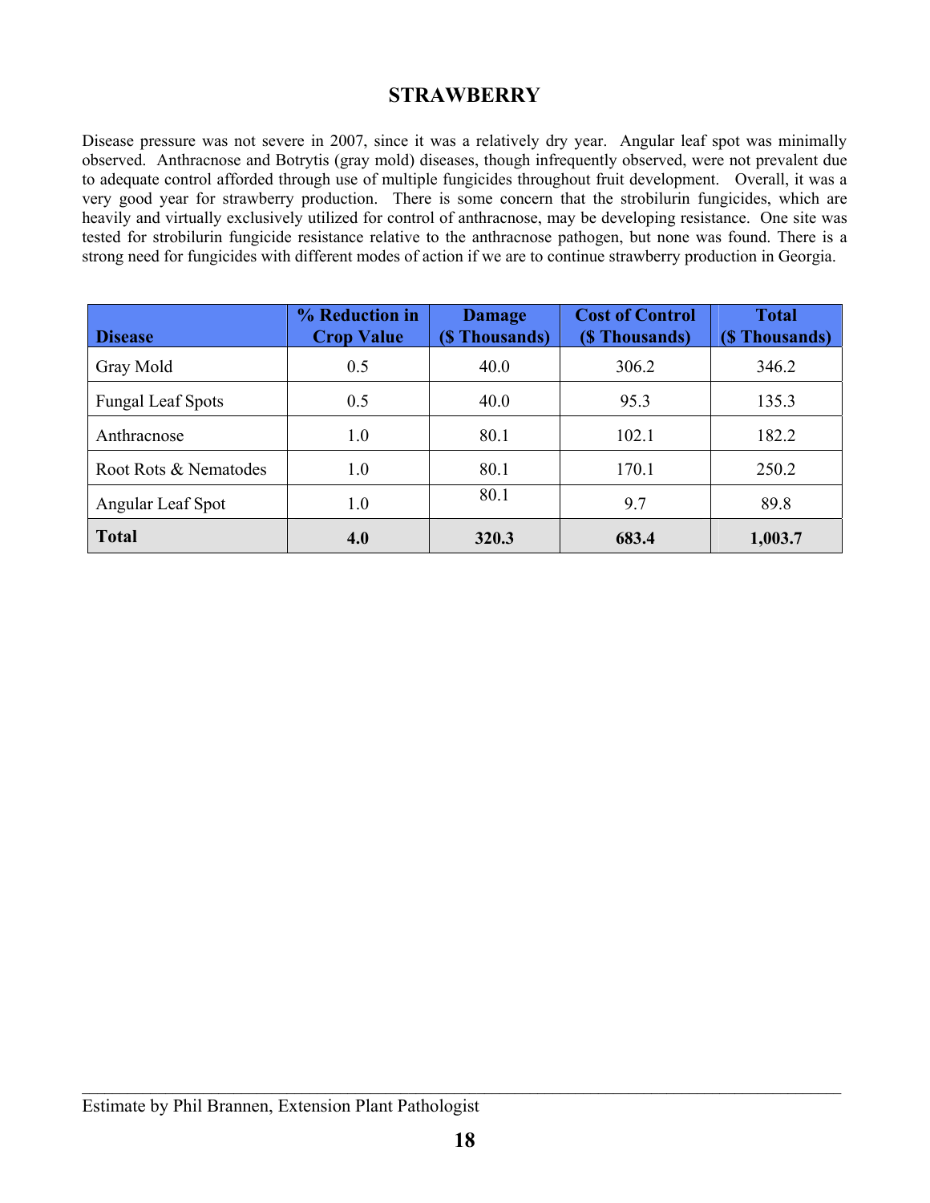# STRAWBERRY

Disease pressure was not severe in 2007, since it was a relatively dry year. Angular leaf spot was minimally observed. Anthracnose and Botrytis (gray mold) diseases, though infrequently observed, were not prevalent due to adequate control afforded through use of multiple fungicides throughout fruit development. Overall, it was a very good year for strawberry production. There is some concern that the strobilurin fungicides, which are heavily and virtually exclusively utilized for control of anthracnose, may be developing resistance. One site was tested for strobilurin fungicide resistance relative to the anthracnose pathogen, but none was found. There is a strong need for fungicides with different modes of action if we are to continue strawberry production in Georgia.

| Disease | % Reduction in Crop Value | Damage ($ Thousands) | Cost of Control ($ Thousands) | Total ($ Thousands) |
|---|---|---|---|---|
| Gray Mold | 0.5 | 40.0 | 306.2 | 346.2 |
| Fungal Leaf Spots | 0.5 | 40.0 | 95.3 | 135.3 |
| Anthracnose | 1.0 | 80.1 | 102.1 | 182.2 |
| Root Rots & Nematodes | 1.0 | 80.1 | 170.1 | 250.2 |
| Angular Leaf Spot | 1.0 | 80.1 | 9.7 | 89.8 |
| **Total** | **4.0** | **320.3** | **683.4** | **1,003.7** |

Estimate by Phil Brannen, Extension Plant Pathologist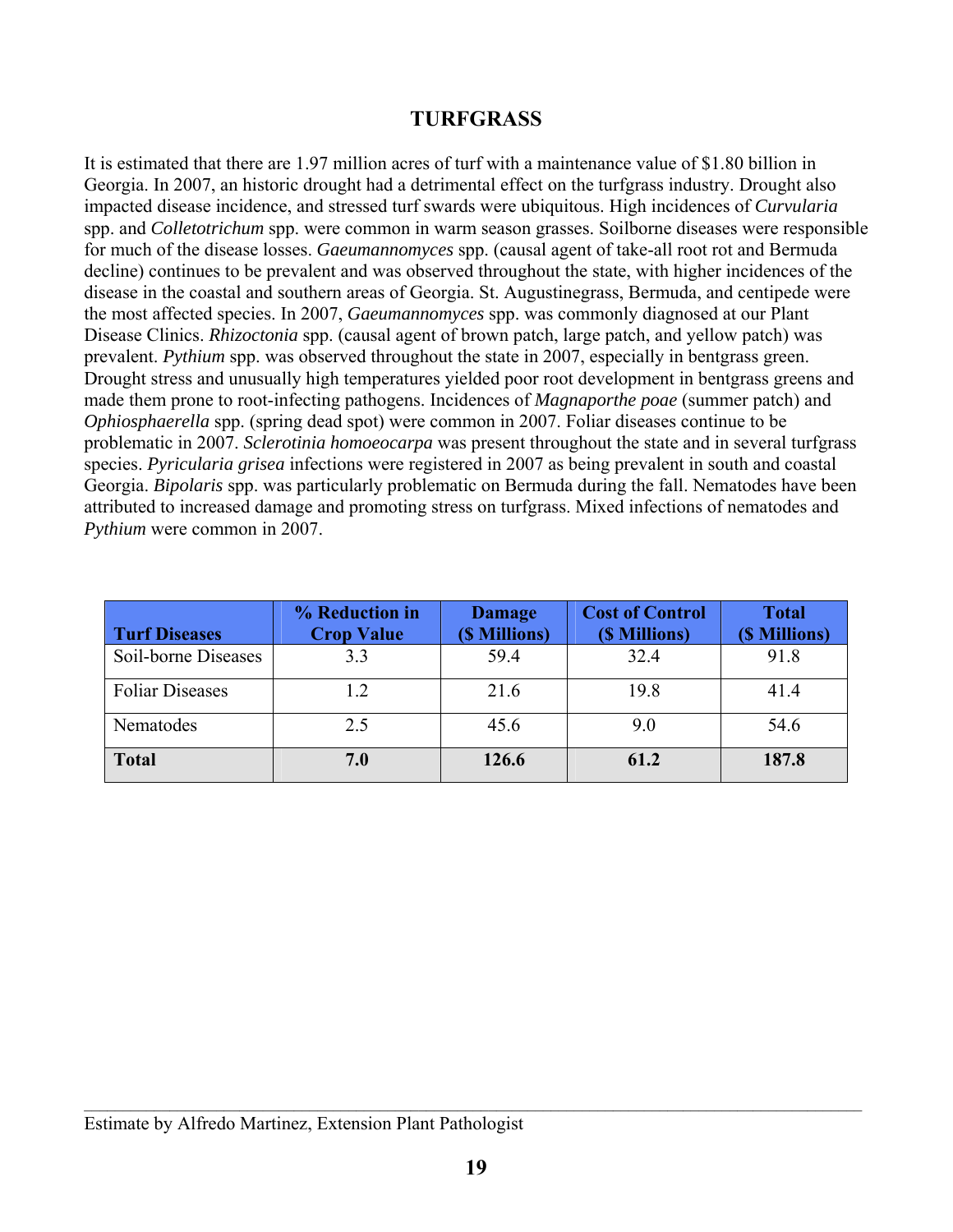## TURFGRASS

It is estimated that there are 1.97 million acres of turf with a maintenance value of $1.80 billion in Georgia. In 2007, an historic drought had a detrimental effect on the turfgrass industry. Drought also impacted disease incidence, and stressed turf swards were ubiquitous. High incidences of *Curvularia* spp. and *Colletotrichum* spp. were common in warm season grasses. Soilborne diseases were responsible for much of the disease losses. *Gaeumannomyces* spp. (causal agent of take-all root rot and Bermuda decline) continues to be prevalent and was observed throughout the state, with higher incidences of the disease in the coastal and southern areas of Georgia. St. Augustinegrass, Bermuda, and centipede were the most affected species. In 2007, *Gaeumannomyces* spp. was commonly diagnosed at our Plant Disease Clinics. *Rhizoctonia* spp. (causal agent of brown patch, large patch, and yellow patch) was prevalent. *Pythium* spp. was observed throughout the state in 2007, especially in bentgrass green. Drought stress and unusually high temperatures yielded poor root development in bentgrass greens and made them prone to root-infecting pathogens. Incidences of *Magnaporthe poae* (summer patch) and *Ophiosphaerella* spp. (spring dead spot) were common in 2007. Foliar diseases continue to be problematic in 2007. *Sclerotinia homoeocarpa* was present throughout the state and in several turfgrass species. *Pyricularia grisea* infections were registered in 2007 as being prevalent in south and coastal Georgia. *Bipolaris* spp. was particularly problematic on Bermuda during the fall. Nematodes have been attributed to increased damage and promoting stress on turfgrass. Mixed infections of nematodes and *Pythium* were common in 2007.

| Turf Diseases | % Reduction in Crop Value | Damage ($ Millions) | Cost of Control ($ Millions) | Total ($ Millions) |
|---|---|---|---|---|
| Soil-borne Diseases | 3.3 | 59.4 | 32.4 | 91.8 |
| Foliar Diseases | 1.2 | 21.6 | 19.8 | 41.4 |
| Nematodes | 2.5 | 45.6 | 9.0 | 54.6 |
| **Total** | **7.0** | **126.6** | **61.2** | **187.8** |

Estimate by Alfredo Martinez, Extension Plant Pathologist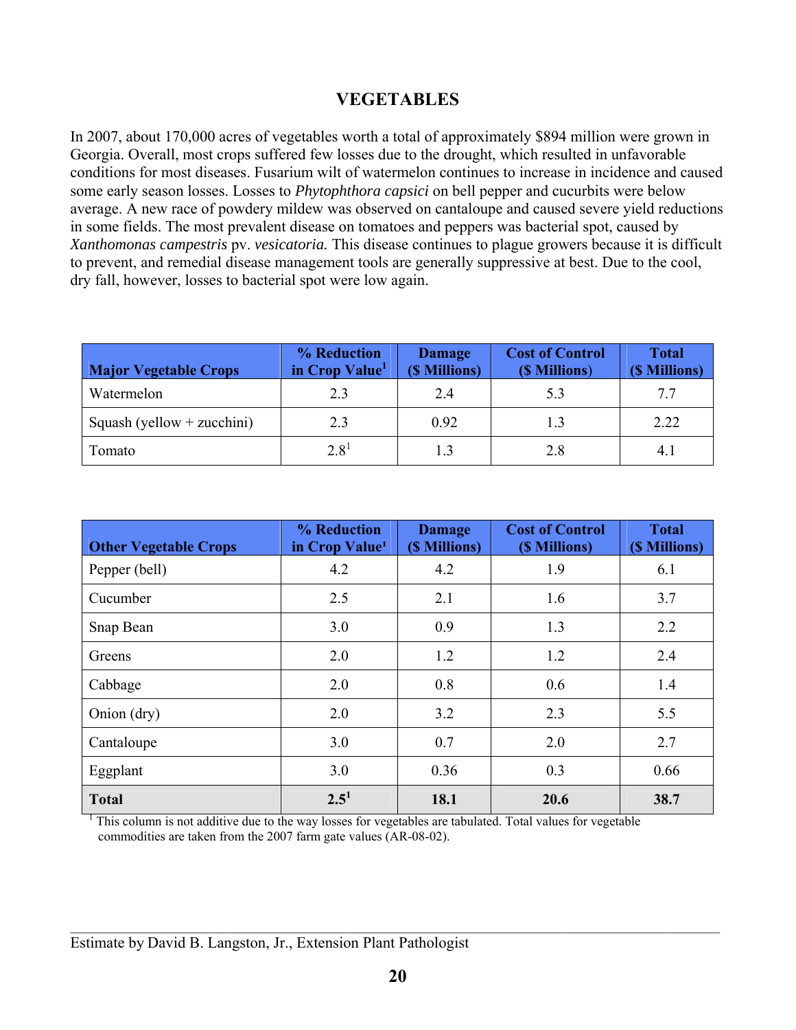# VEGETABLES

In 2007, about 170,000 acres of vegetables worth a total of approximately $894 million were grown in Georgia. Overall, most crops suffered few losses due to the drought, which resulted in unfavorable conditions for most diseases. Fusarium wilt of watermelon continues to increase in incidence and caused some early season losses. Losses to *Phytophthora capsici* on bell pepper and cucurbits were below average. A new race of powdery mildew was observed on cantaloupe and caused severe yield reductions in some fields. The most prevalent disease on tomatoes and peppers was bacterial spot, caused by *Xanthomonas campestris* pv. *vesicatoria.* This disease continues to plague growers because it is difficult to prevent, and remedial disease management tools are generally suppressive at best. Due to the cool, dry fall, however, losses to bacterial spot were low again.

| Major Vegetable Crops | % Reduction in Crop Value[1] | Damage ($ Millions) | Cost of Control ($ Millions) | Total ($ Millions) |
|---|---|---|---|---|
| Watermelon | 2.3 | 2.4 | 5.3 | 7.7 |
| Squash (yellow + zucchini) | 2.3 | 0.92 | 1.3 | 2.22 |
| Tomato | 2.8[1] | 1.3 | 2.8 | 4.1 |

| Other Vegetable Crops | % Reduction in Crop Value[1] | Damage ($ Millions) | Cost of Control ($ Millions) | Total ($ Millions) |
|---|---|---|---|---|
| Pepper (bell) | 4.2 | 4.2 | 1.9 | 6.1 |
| Cucumber | 2.5 | 2.1 | 1.6 | 3.7 |
| Snap Bean | 3.0 | 0.9 | 1.3 | 2.2 |
| Greens | 2.0 | 1.2 | 1.2 | 2.4 |
| Cabbage | 2.0 | 0.8 | 0.6 | 1.4 |
| Onion (dry) | 2.0 | 3.2 | 2.3 | 5.5 |
| Cantaloupe | 3.0 | 0.7 | 2.0 | 2.7 |
| Eggplant | 3.0 | 0.36 | 0.3 | 0.66 |
| **Total** | **2.5[1]** | **18.1** | **20.6** | **38.7** |

[1] This column is not additive due to the way losses for vegetables are tabulated. Total values for vegetable commodities are taken from the 2007 farm gate values (AR-08-02).

Estimate by David B. Langston, Jr., Extension Plant Pathologist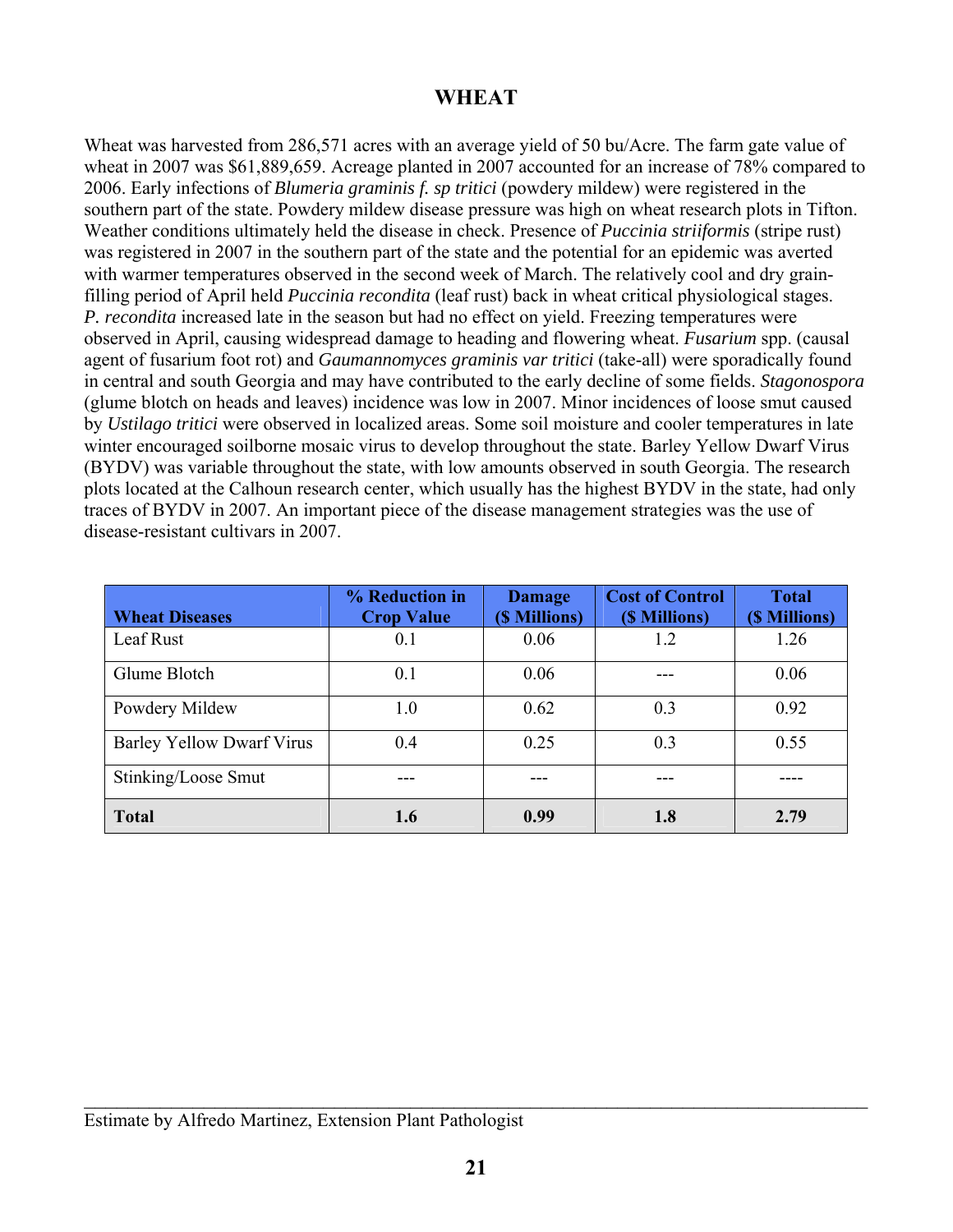# WHEAT

Wheat was harvested from 286,571 acres with an average yield of 50 bu/Acre. The farm gate value of wheat in 2007 was $61,889,659. Acreage planted in 2007 accounted for an increase of 78% compared to 2006. Early infections of *Blumeria graminis f. sp tritici* (powdery mildew) were registered in the southern part of the state. Powdery mildew disease pressure was high on wheat research plots in Tifton. Weather conditions ultimately held the disease in check. Presence of *Puccinia striiformis* (stripe rust) was registered in 2007 in the southern part of the state and the potential for an epidemic was averted with warmer temperatures observed in the second week of March. The relatively cool and dry grain-filling period of April held *Puccinia recondita* (leaf rust) back in wheat critical physiological stages. *P. recondita* increased late in the season but had no effect on yield. Freezing temperatures were observed in April, causing widespread damage to heading and flowering wheat. *Fusarium* spp. (causal agent of fusarium foot rot) and *Gaumannomyces graminis var tritici* (take-all) were sporadically found in central and south Georgia and may have contributed to the early decline of some fields. *Stagonospora* (glume blotch on heads and leaves) incidence was low in 2007. Minor incidences of loose smut caused by *Ustilago tritici* were observed in localized areas. Some soil moisture and cooler temperatures in late winter encouraged soilborne mosaic virus to develop throughout the state. Barley Yellow Dwarf Virus (BYDV) was variable throughout the state, with low amounts observed in south Georgia. The research plots located at the Calhoun research center, which usually has the highest BYDV in the state, had only traces of BYDV in 2007. An important piece of the disease management strategies was the use of disease-resistant cultivars in 2007.

| Wheat Diseases | % Reduction in Crop Value | Damage ($ Millions) | Cost of Control ($ Millions) | Total ($ Millions) |
|---|---|---|---|---|
| Leaf Rust | 0.1 | 0.06 | 1.2 | 1.26 |
| Glume Blotch | 0.1 | 0.06 | --- | 0.06 |
| Powdery Mildew | 1.0 | 0.62 | 0.3 | 0.92 |
| Barley Yellow Dwarf Virus | 0.4 | 0.25 | 0.3 | 0.55 |
| Stinking/Loose Smut | --- | --- | --- | ---- |
| **Total** | **1.6** | **0.99** | **1.8** | **2.79** |

Estimate by Alfredo Martinez, Extension Plant Pathologist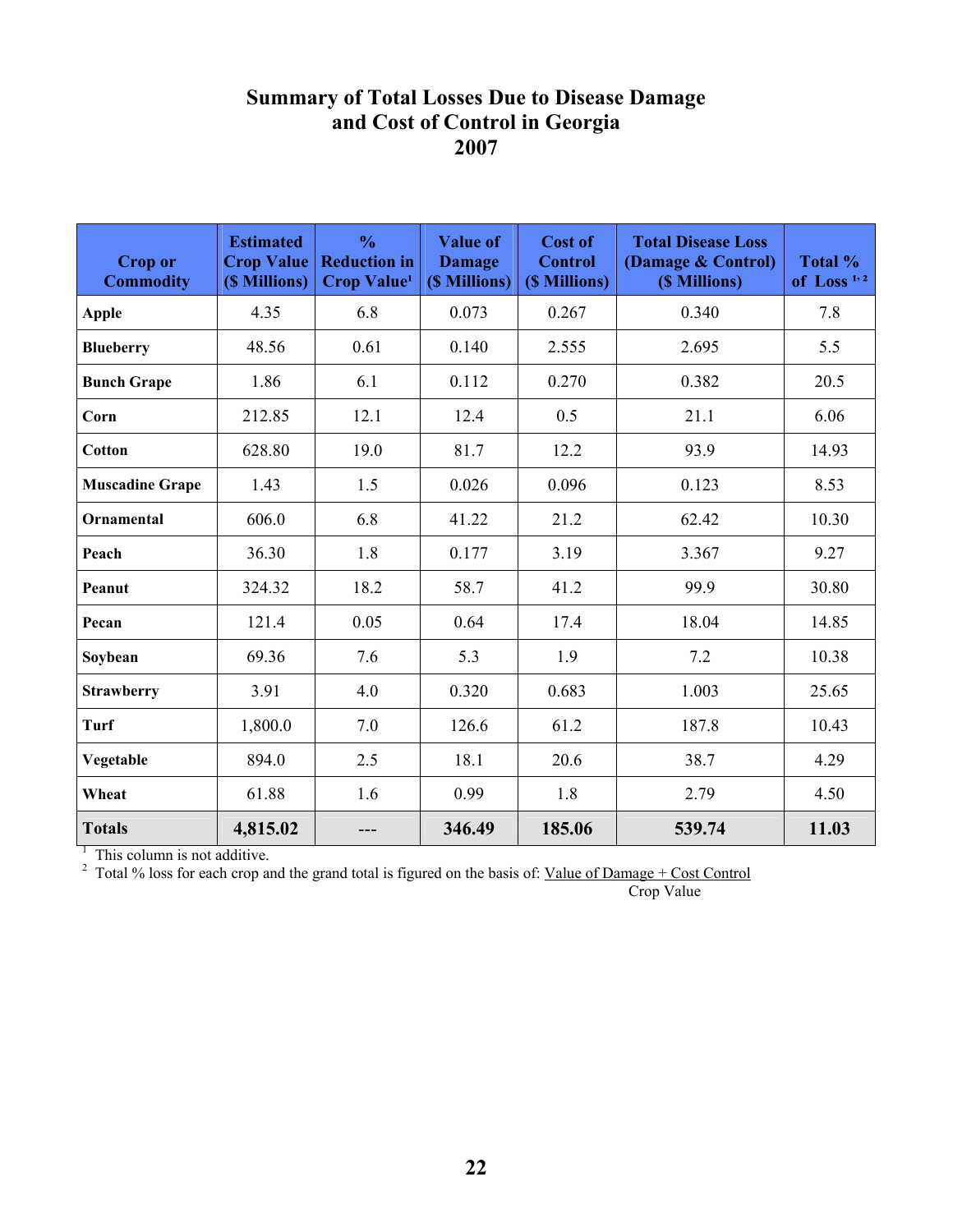# Summary of Total Losses Due to Disease Damage and Cost of Control in Georgia 2007

| Crop or Commodity | Estimated Crop Value ($ Millions) | % Reduction in Crop Value[1] | Value of Damage ($ Millions) | Cost of Control ($ Millions) | Total Disease Loss (Damage & Control) ($ Millions) | Total % of Loss [1,2] |
|---|---|---|---|---|---|---|
| **Apple** | 4.35 | 6.8 | 0.073 | 0.267 | 0.340 | 7.8 |
| **Blueberry** | 48.56 | 0.61 | 0.140 | 2.555 | 2.695 | 5.5 |
| **Bunch Grape** | 1.86 | 6.1 | 0.112 | 0.270 | 0.382 | 20.5 |
| **Corn** | 212.85 | 12.1 | 12.4 | 0.5 | 21.1 | 6.06 |
| **Cotton** | 628.80 | 19.0 | 81.7 | 12.2 | 93.9 | 14.93 |
| **Muscadine Grape** | 1.43 | 1.5 | 0.026 | 0.096 | 0.123 | 8.53 |
| **Ornamental** | 606.0 | 6.8 | 41.22 | 21.2 | 62.42 | 10.30 |
| **Peach** | 36.30 | 1.8 | 0.177 | 3.19 | 3.367 | 9.27 |
| **Peanut** | 324.32 | 18.2 | 58.7 | 41.2 | 99.9 | 30.80 |
| **Pecan** | 121.4 | 0.05 | 0.64 | 17.4 | 18.04 | 14.85 |
| **Soybean** | 69.36 | 7.6 | 5.3 | 1.9 | 7.2 | 10.38 |
| **Strawberry** | 3.91 | 4.0 | 0.320 | 0.683 | 1.003 | 25.65 |
| **Turf** | 1,800.0 | 7.0 | 126.6 | 61.2 | 187.8 | 10.43 |
| **Vegetable** | 894.0 | 2.5 | 18.1 | 20.6 | 38.7 | 4.29 |
| **Wheat** | 61.88 | 1.6 | 0.99 | 1.8 | 2.79 | 4.50 |
| **Totals** | **4,815.02** | --- | **346.49** | **185.06** | **539.74** | **11.03** |

[1] This column is not additive.

[2] Total % loss for each crop and the grand total is figured on the basis of: $\frac{\text{Value of Damage + Cost Control}}{\text{Crop Value}}$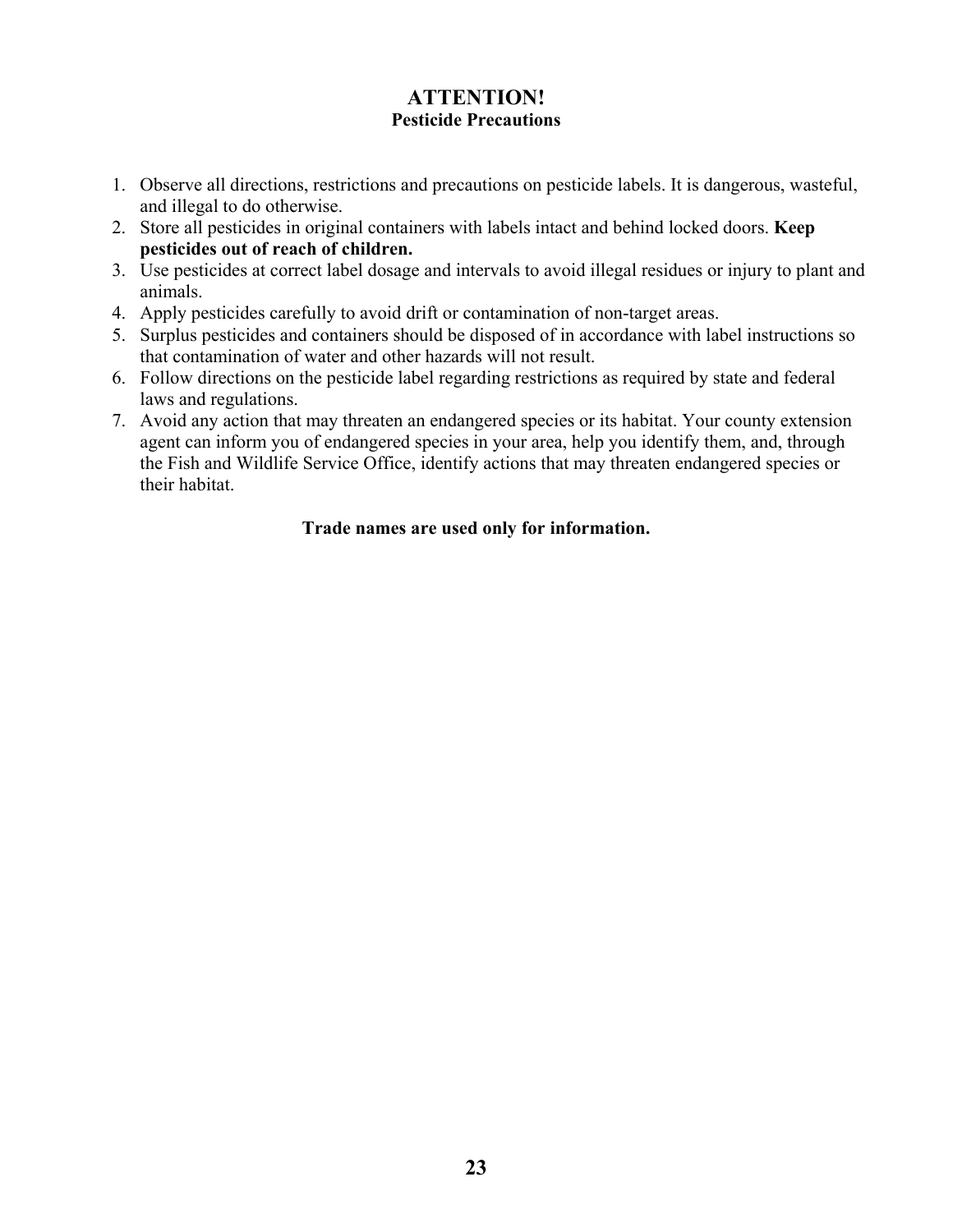# ATTENTION!

## Pesticide Precautions

1. Observe all directions, restrictions and precautions on pesticide labels. It is dangerous, wasteful, and illegal to do otherwise.
2. Store all pesticides in original containers with labels intact and behind locked doors. **Keep pesticides out of reach of children.**
3. Use pesticides at correct label dosage and intervals to avoid illegal residues or injury to plant and animals.
4. Apply pesticides carefully to avoid drift or contamination of non-target areas.
5. Surplus pesticides and containers should be disposed of in accordance with label instructions so that contamination of water and other hazards will not result.
6. Follow directions on the pesticide label regarding restrictions as required by state and federal laws and regulations.
7. Avoid any action that may threaten an endangered species or its habitat. Your county extension agent can inform you of endangered species in your area, help you identify them, and, through the Fish and Wildlife Service Office, identify actions that may threaten endangered species or their habitat.

**Trade names are used only for information.**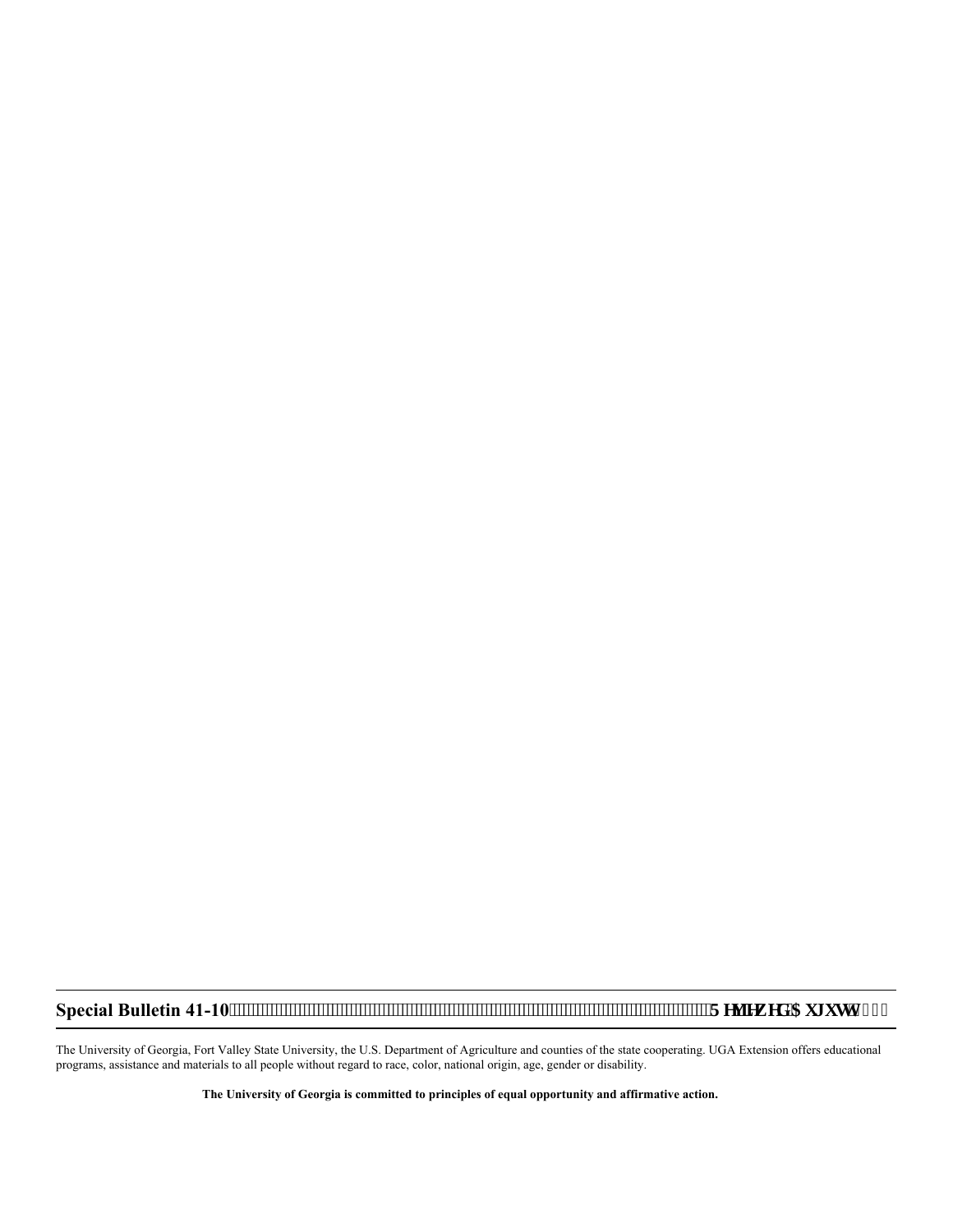**Special Bulletin 41-10** **Reviewed August**

The University of Georgia, Fort Valley State University, the U.S. Department of Agriculture and counties of the state cooperating. UGA Extension offers educational programs, assistance and materials to all people without regard to race, color, national origin, age, gender or disability.

**The University of Georgia is committed to principles of equal opportunity and affirmative action.**